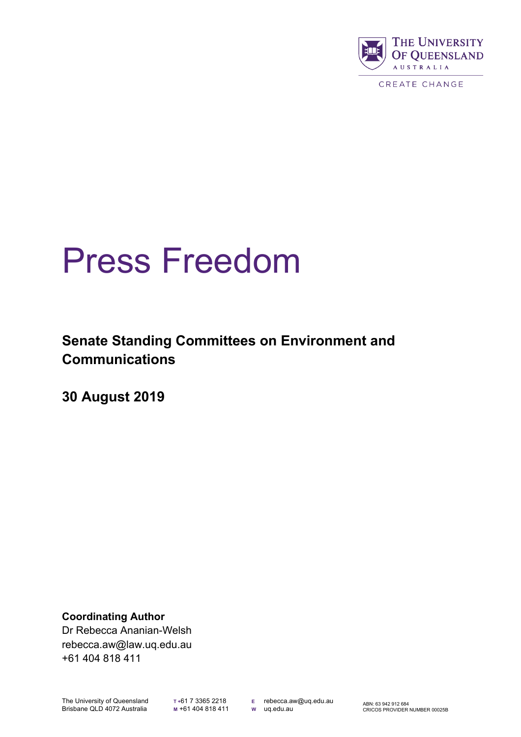# Press Freedom

**Senate Standing Committees on Environment and Communications**

**30 August 2019**

**Coordinating Author**
Dr Rebecca Ananian-Welsh
rebecca.aw@law.uq.edu.au
+61 404 818 411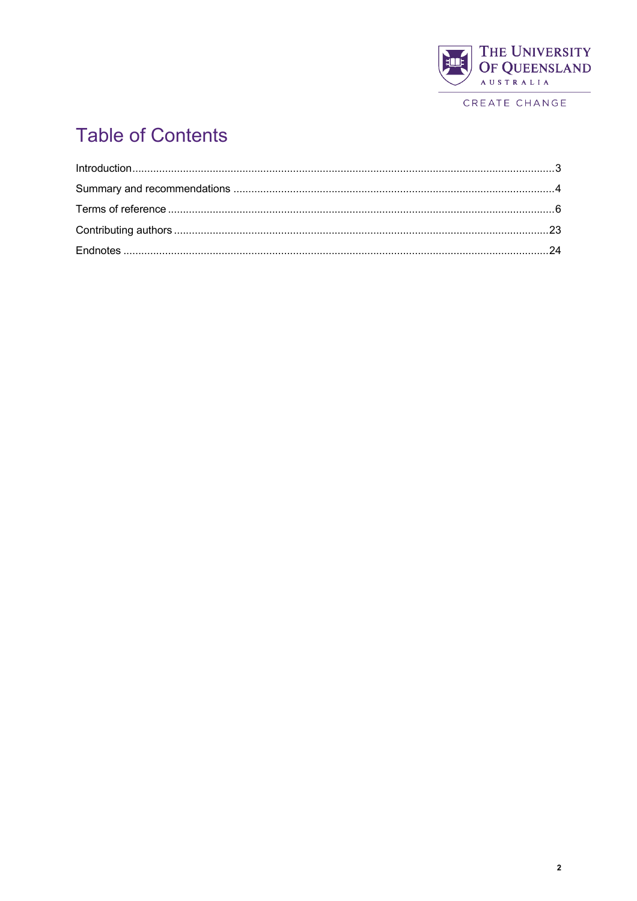# Table of Contents

Introduction .......... 3

Summary and recommendations .......... 4

Terms of reference .......... 6

Contributing authors .......... 23

Endnotes .......... 24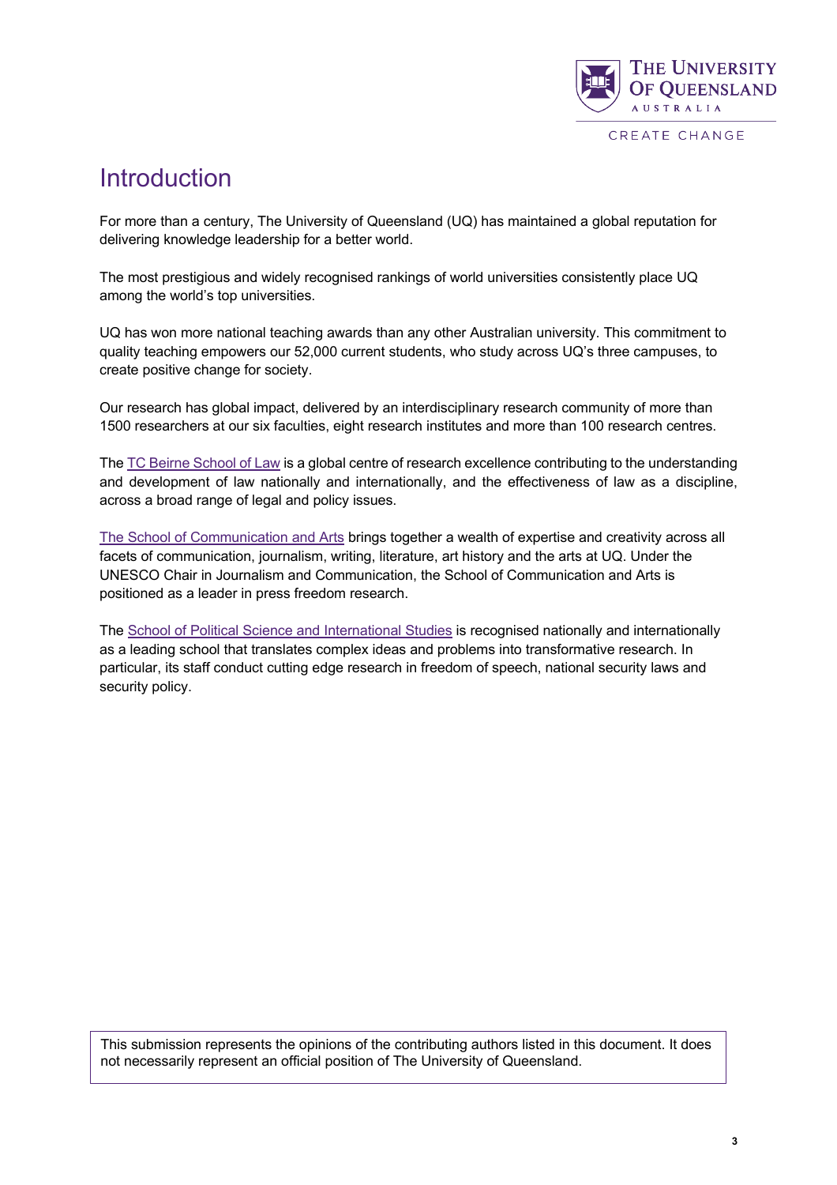# Introduction

For more than a century, The University of Queensland (UQ) has maintained a global reputation for delivering knowledge leadership for a better world.

The most prestigious and widely recognised rankings of world universities consistently place UQ among the world's top universities.

UQ has won more national teaching awards than any other Australian university. This commitment to quality teaching empowers our 52,000 current students, who study across UQ's three campuses, to create positive change for society.

Our research has global impact, delivered by an interdisciplinary research community of more than 1500 researchers at our six faculties, eight research institutes and more than 100 research centres.

The TC Beirne School of Law is a global centre of research excellence contributing to the understanding and development of law nationally and internationally, and the effectiveness of law as a discipline, across a broad range of legal and policy issues.

The School of Communication and Arts brings together a wealth of expertise and creativity across all facets of communication, journalism, writing, literature, art history and the arts at UQ. Under the UNESCO Chair in Journalism and Communication, the School of Communication and Arts is positioned as a leader in press freedom research.

The School of Political Science and International Studies is recognised nationally and internationally as a leading school that translates complex ideas and problems into transformative research. In particular, its staff conduct cutting edge research in freedom of speech, national security laws and security policy.

This submission represents the opinions of the contributing authors listed in this document. It does not necessarily represent an official position of The University of Queensland.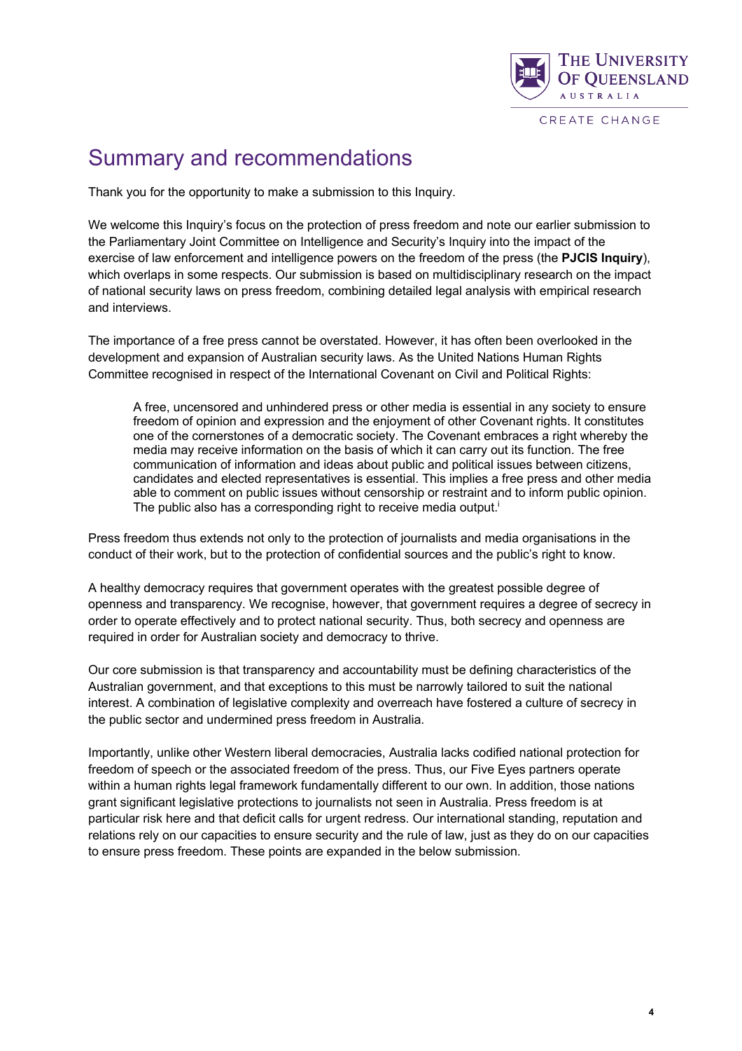# Summary and recommendations

Thank you for the opportunity to make a submission to this Inquiry.

We welcome this Inquiry's focus on the protection of press freedom and note our earlier submission to the Parliamentary Joint Committee on Intelligence and Security's Inquiry into the impact of the exercise of law enforcement and intelligence powers on the freedom of the press (the **PJCIS Inquiry**), which overlaps in some respects. Our submission is based on multidisciplinary research on the impact of national security laws on press freedom, combining detailed legal analysis with empirical research and interviews.

The importance of a free press cannot be overstated. However, it has often been overlooked in the development and expansion of Australian security laws. As the United Nations Human Rights Committee recognised in respect of the International Covenant on Civil and Political Rights:

> A free, uncensored and unhindered press or other media is essential in any society to ensure freedom of opinion and expression and the enjoyment of other Covenant rights. It constitutes one of the cornerstones of a democratic society. The Covenant embraces a right whereby the media may receive information on the basis of which it can carry out its function. The free communication of information and ideas about public and political issues between citizens, candidates and elected representatives is essential. This implies a free press and other media able to comment on public issues without censorship or restraint and to inform public opinion. The public also has a corresponding right to receive media output.[i]

Press freedom thus extends not only to the protection of journalists and media organisations in the conduct of their work, but to the protection of confidential sources and the public's right to know.

A healthy democracy requires that government operates with the greatest possible degree of openness and transparency. We recognise, however, that government requires a degree of secrecy in order to operate effectively and to protect national security. Thus, both secrecy and openness are required in order for Australian society and democracy to thrive.

Our core submission is that transparency and accountability must be defining characteristics of the Australian government, and that exceptions to this must be narrowly tailored to suit the national interest. A combination of legislative complexity and overreach have fostered a culture of secrecy in the public sector and undermined press freedom in Australia.

Importantly, unlike other Western liberal democracies, Australia lacks codified national protection for freedom of speech or the associated freedom of the press. Thus, our Five Eyes partners operate within a human rights legal framework fundamentally different to our own. In addition, those nations grant significant legislative protections to journalists not seen in Australia. Press freedom is at particular risk here and that deficit calls for urgent redress. Our international standing, reputation and relations rely on our capacities to ensure security and the rule of law, just as they do on our capacities to ensure press freedom. These points are expanded in the below submission.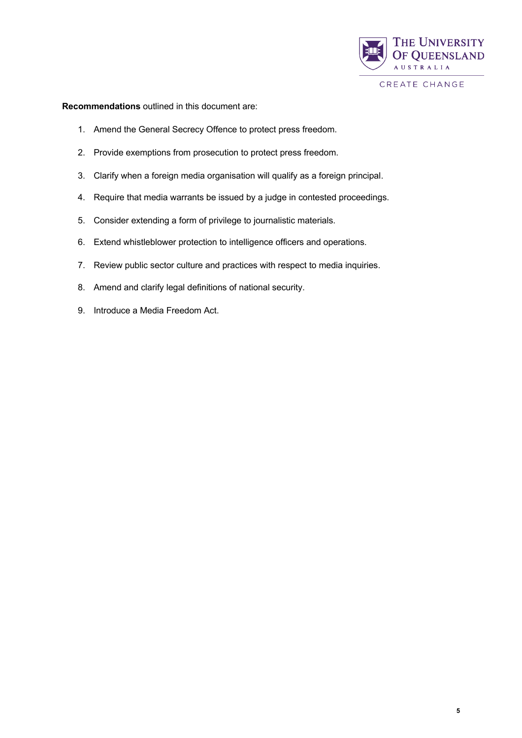**Recommendations** outlined in this document are:

1. Amend the General Secrecy Offence to protect press freedom.
2. Provide exemptions from prosecution to protect press freedom.
3. Clarify when a foreign media organisation will qualify as a foreign principal.
4. Require that media warrants be issued by a judge in contested proceedings.
5. Consider extending a form of privilege to journalistic materials.
6. Extend whistleblower protection to intelligence officers and operations.
7. Review public sector culture and practices with respect to media inquiries.
8. Amend and clarify legal definitions of national security.
9. Introduce a Media Freedom Act.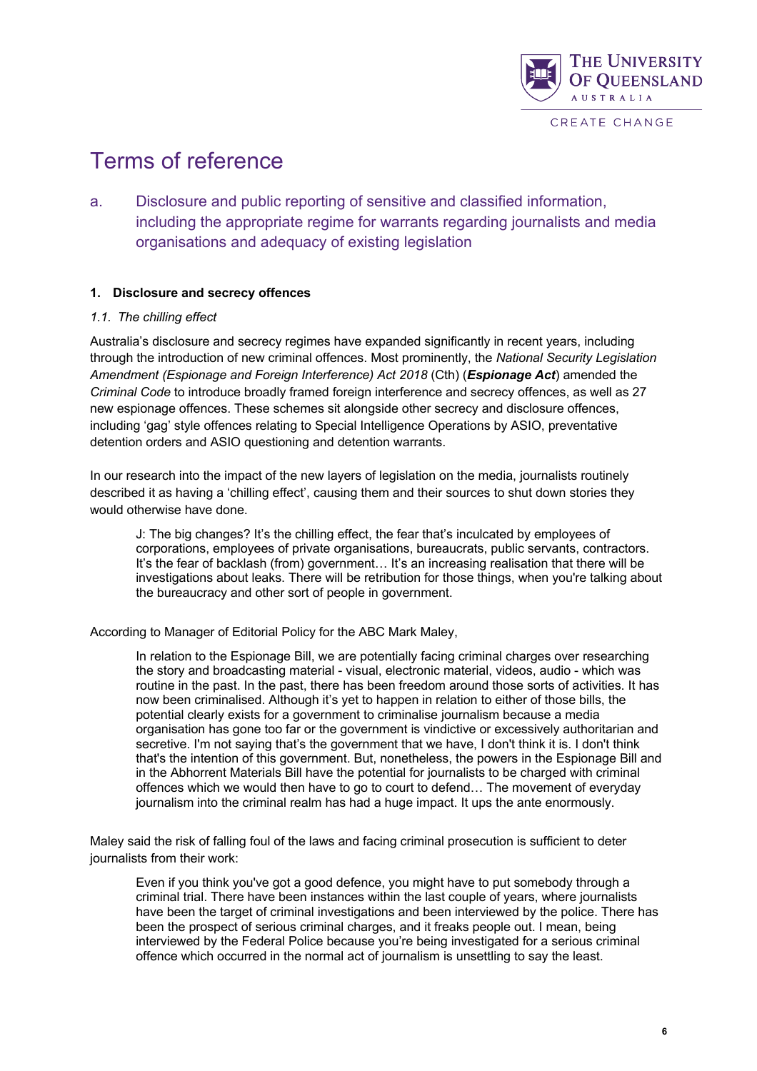# Terms of reference

## a. Disclosure and public reporting of sensitive and classified information, including the appropriate regime for warrants regarding journalists and media organisations and adequacy of existing legislation

### 1. Disclosure and secrecy offences

*1.1. The chilling effect*

Australia's disclosure and secrecy regimes have expanded significantly in recent years, including through the introduction of new criminal offences. Most prominently, the *National Security Legislation Amendment (Espionage and Foreign Interference) Act 2018* (Cth) (***Espionage Act***) amended the *Criminal Code* to introduce broadly framed foreign interference and secrecy offences, as well as 27 new espionage offences. These schemes sit alongside other secrecy and disclosure offences, including 'gag' style offences relating to Special Intelligence Operations by ASIO, preventative detention orders and ASIO questioning and detention warrants.

In our research into the impact of the new layers of legislation on the media, journalists routinely described it as having a 'chilling effect', causing them and their sources to shut down stories they would otherwise have done.

> J: The big changes? It's the chilling effect, the fear that's inculcated by employees of corporations, employees of private organisations, bureaucrats, public servants, contractors. It's the fear of backlash (from) government… It's an increasing realisation that there will be investigations about leaks. There will be retribution for those things, when you're talking about the bureaucracy and other sort of people in government.

According to Manager of Editorial Policy for the ABC Mark Maley,

> In relation to the Espionage Bill, we are potentially facing criminal charges over researching the story and broadcasting material - visual, electronic material, videos, audio - which was routine in the past. In the past, there has been freedom around those sorts of activities. It has now been criminalised. Although it's yet to happen in relation to either of those bills, the potential clearly exists for a government to criminalise journalism because a media organisation has gone too far or the government is vindictive or excessively authoritarian and secretive. I'm not saying that's the government that we have, I don't think it is. I don't think that's the intention of this government. But, nonetheless, the powers in the Espionage Bill and in the Abhorrent Materials Bill have the potential for journalists to be charged with criminal offences which we would then have to go to court to defend… The movement of everyday journalism into the criminal realm has had a huge impact. It ups the ante enormously.

Maley said the risk of falling foul of the laws and facing criminal prosecution is sufficient to deter journalists from their work:

> Even if you think you've got a good defence, you might have to put somebody through a criminal trial. There have been instances within the last couple of years, where journalists have been the target of criminal investigations and been interviewed by the police. There has been the prospect of serious criminal charges, and it freaks people out. I mean, being interviewed by the Federal Police because you're being investigated for a serious criminal offence which occurred in the normal act of journalism is unsettling to say the least.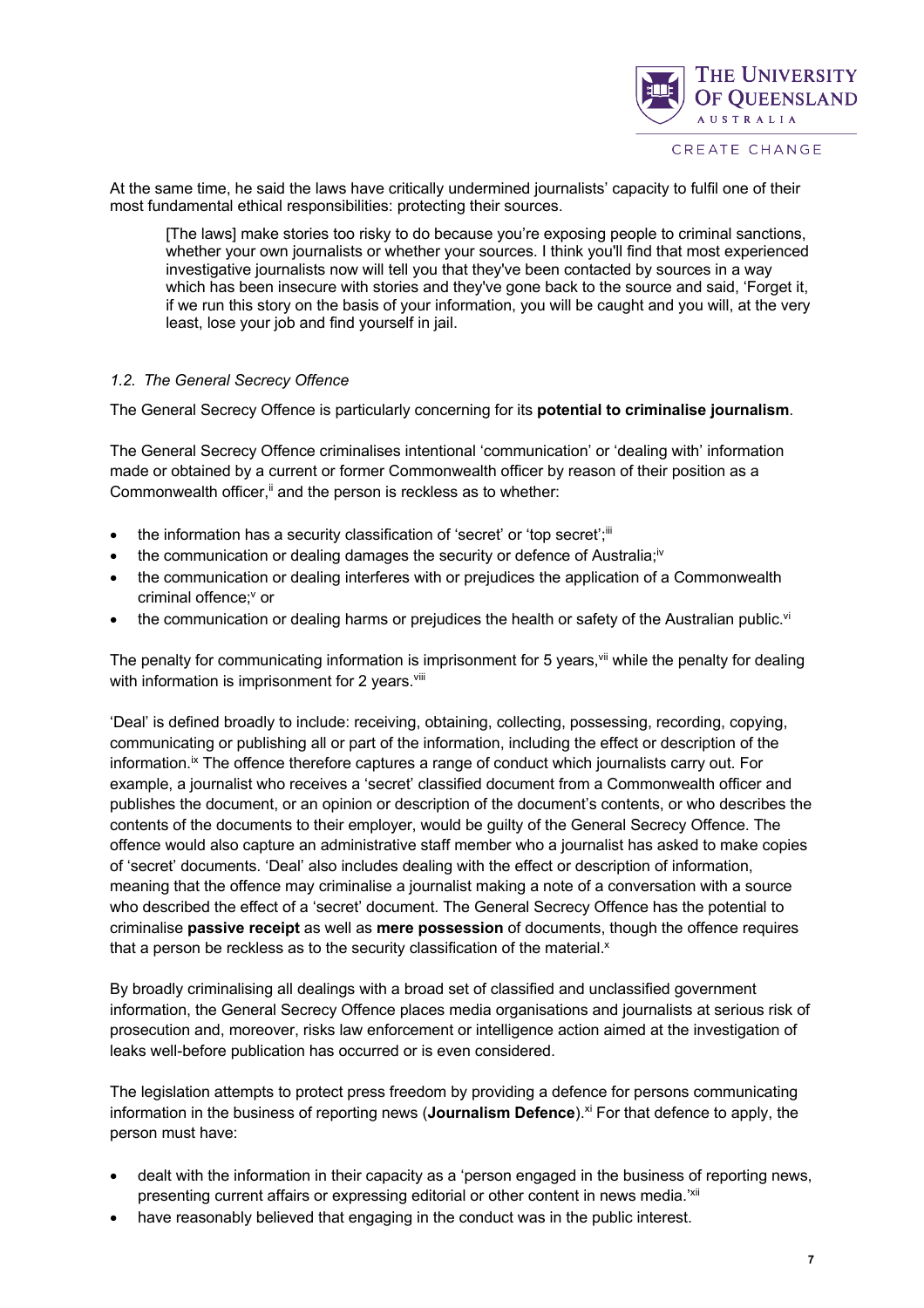At the same time, he said the laws have critically undermined journalists' capacity to fulfil one of their most fundamental ethical responsibilities: protecting their sources.

> [The laws] make stories too risky to do because you're exposing people to criminal sanctions, whether your own journalists or whether your sources. I think you'll find that most experienced investigative journalists now will tell you that they've been contacted by sources in a way which has been insecure with stories and they've gone back to the source and said, 'Forget it, if we run this story on the basis of your information, you will be caught and you will, at the very least, lose your job and find yourself in jail.

### *1.2. The General Secrecy Offence*

The General Secrecy Offence is particularly concerning for its **potential to criminalise journalism**.

The General Secrecy Offence criminalises intentional 'communication' or 'dealing with' information made or obtained by a current or former Commonwealth officer by reason of their position as a Commonwealth officer,[ii] and the person is reckless as to whether:

- the information has a security classification of 'secret' or 'top secret';[iii]
- the communication or dealing damages the security or defence of Australia;[iv]
- the communication or dealing interferes with or prejudices the application of a Commonwealth criminal offence;[v] or
- the communication or dealing harms or prejudices the health or safety of the Australian public.[vi]

The penalty for communicating information is imprisonment for 5 years,[vii] while the penalty for dealing with information is imprisonment for 2 years.[viii]

'Deal' is defined broadly to include: receiving, obtaining, collecting, possessing, recording, copying, communicating or publishing all or part of the information, including the effect or description of the information.[ix] The offence therefore captures a range of conduct which journalists carry out. For example, a journalist who receives a 'secret' classified document from a Commonwealth officer and publishes the document, or an opinion or description of the document's contents, or who describes the contents of the documents to their employer, would be guilty of the General Secrecy Offence. The offence would also capture an administrative staff member who a journalist has asked to make copies of 'secret' documents. 'Deal' also includes dealing with the effect or description of information, meaning that the offence may criminalise a journalist making a note of a conversation with a source who described the effect of a 'secret' document. The General Secrecy Offence has the potential to criminalise **passive receipt** as well as **mere possession** of documents, though the offence requires that a person be reckless as to the security classification of the material.[x]

By broadly criminalising all dealings with a broad set of classified and unclassified government information, the General Secrecy Offence places media organisations and journalists at serious risk of prosecution and, moreover, risks law enforcement or intelligence action aimed at the investigation of leaks well-before publication has occurred or is even considered.

The legislation attempts to protect press freedom by providing a defence for persons communicating information in the business of reporting news (**Journalism Defence**).[xi] For that defence to apply, the person must have:

- dealt with the information in their capacity as a 'person engaged in the business of reporting news, presenting current affairs or expressing editorial or other content in news media.'[xii]
- have reasonably believed that engaging in the conduct was in the public interest.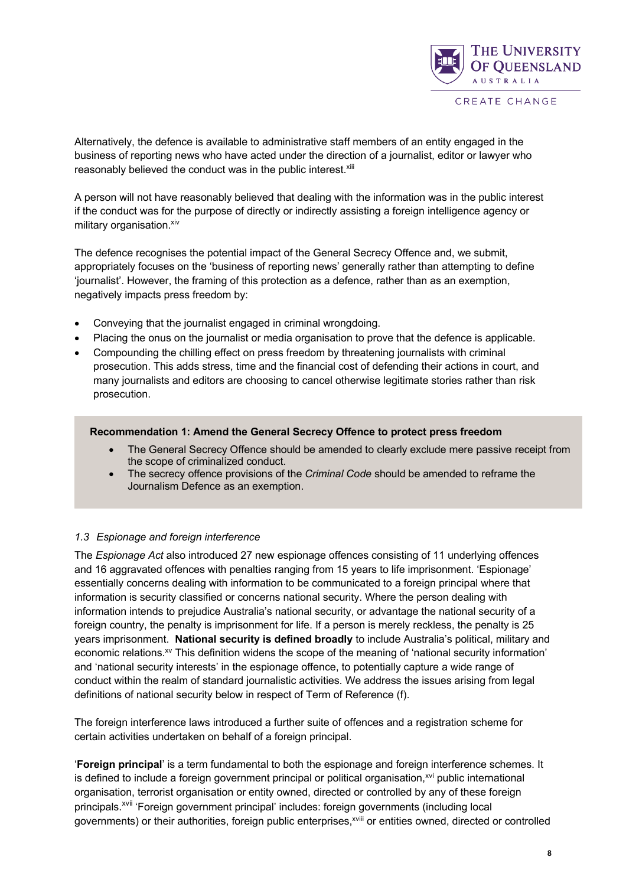Alternatively, the defence is available to administrative staff members of an entity engaged in the business of reporting news who have acted under the direction of a journalist, editor or lawyer who reasonably believed the conduct was in the public interest.[xiii]

A person will not have reasonably believed that dealing with the information was in the public interest if the conduct was for the purpose of directly or indirectly assisting a foreign intelligence agency or military organisation.[xiv]

The defence recognises the potential impact of the General Secrecy Offence and, we submit, appropriately focuses on the 'business of reporting news' generally rather than attempting to define 'journalist'. However, the framing of this protection as a defence, rather than as an exemption, negatively impacts press freedom by:

- Conveying that the journalist engaged in criminal wrongdoing.
- Placing the onus on the journalist or media organisation to prove that the defence is applicable.
- Compounding the chilling effect on press freedom by threatening journalists with criminal prosecution. This adds stress, time and the financial cost of defending their actions in court, and many journalists and editors are choosing to cancel otherwise legitimate stories rather than risk prosecution.

**Recommendation 1: Amend the General Secrecy Offence to protect press freedom**

- The General Secrecy Offence should be amended to clearly exclude mere passive receipt from the scope of criminalized conduct.
- The secrecy offence provisions of the *Criminal Code* should be amended to reframe the Journalism Defence as an exemption.

### *1.3 Espionage and foreign interference*

The *Espionage Act* also introduced 27 new espionage offences consisting of 11 underlying offences and 16 aggravated offences with penalties ranging from 15 years to life imprisonment. 'Espionage' essentially concerns dealing with information to be communicated to a foreign principal where that information is security classified or concerns national security. Where the person dealing with information intends to prejudice Australia's national security, or advantage the national security of a foreign country, the penalty is imprisonment for life. If a person is merely reckless, the penalty is 25 years imprisonment. **National security is defined broadly** to include Australia's political, military and economic relations.[xv] This definition widens the scope of the meaning of 'national security information' and 'national security interests' in the espionage offence, to potentially capture a wide range of conduct within the realm of standard journalistic activities. We address the issues arising from legal definitions of national security below in respect of Term of Reference (f).

The foreign interference laws introduced a further suite of offences and a registration scheme for certain activities undertaken on behalf of a foreign principal.

'**Foreign principal**' is a term fundamental to both the espionage and foreign interference schemes. It is defined to include a foreign government principal or political organisation,[xvi] public international organisation, terrorist organisation or entity owned, directed or controlled by any of these foreign principals.[xvii] 'Foreign government principal' includes: foreign governments (including local governments) or their authorities, foreign public enterprises,[xviii] or entities owned, directed or controlled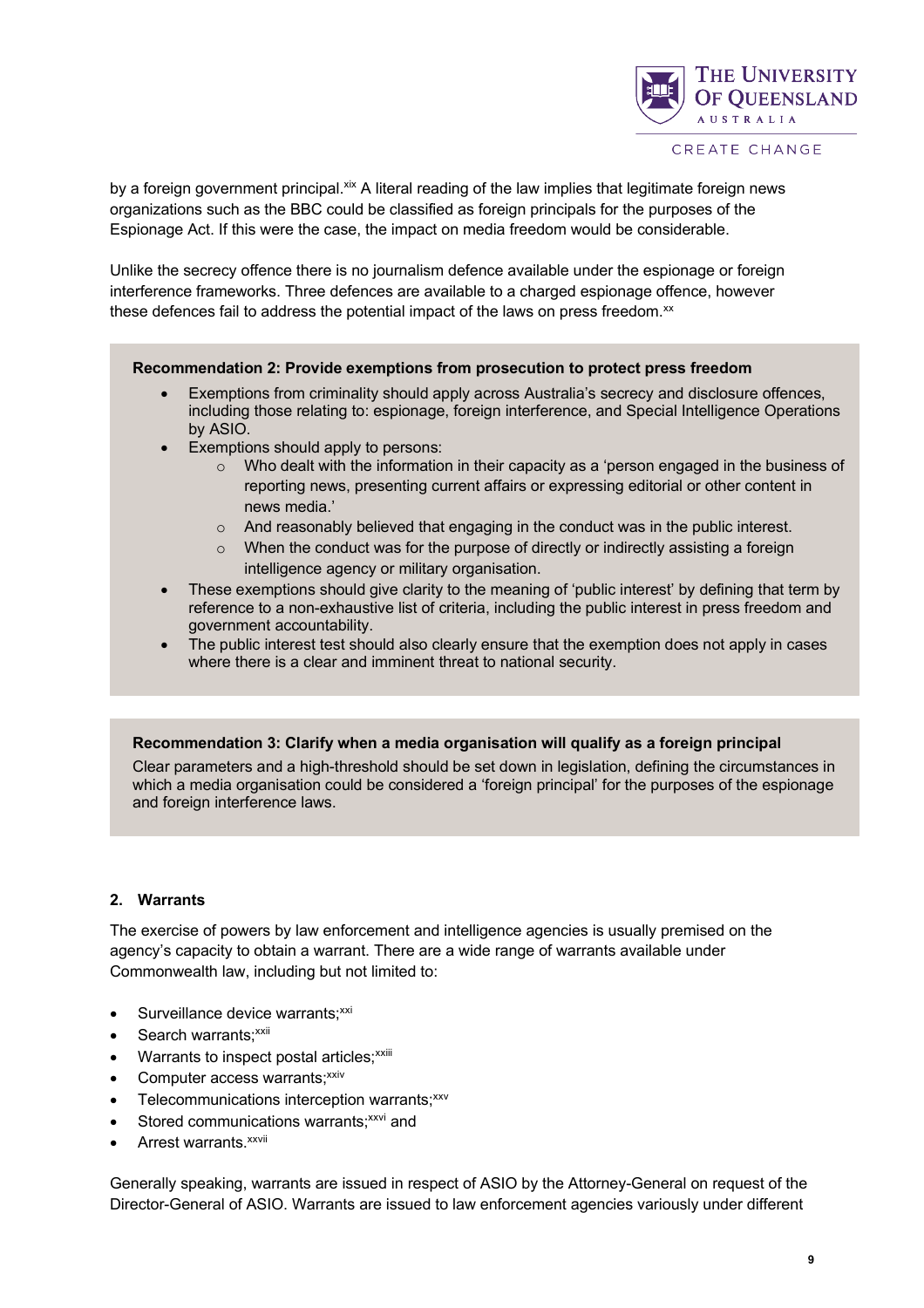by a foreign government principal.[xix] A literal reading of the law implies that legitimate foreign news organizations such as the BBC could be classified as foreign principals for the purposes of the Espionage Act. If this were the case, the impact on media freedom would be considerable.

Unlike the secrecy offence there is no journalism defence available under the espionage or foreign interference frameworks. Three defences are available to a charged espionage offence, however these defences fail to address the potential impact of the laws on press freedom.[xx]

**Recommendation 2: Provide exemptions from prosecution to protect press freedom**

- Exemptions from criminality should apply across Australia's secrecy and disclosure offences, including those relating to: espionage, foreign interference, and Special Intelligence Operations by ASIO.
- Exemptions should apply to persons:
  - Who dealt with the information in their capacity as a 'person engaged in the business of reporting news, presenting current affairs or expressing editorial or other content in news media.'
  - And reasonably believed that engaging in the conduct was in the public interest.
  - When the conduct was for the purpose of directly or indirectly assisting a foreign intelligence agency or military organisation.
- These exemptions should give clarity to the meaning of 'public interest' by defining that term by reference to a non-exhaustive list of criteria, including the public interest in press freedom and government accountability.
- The public interest test should also clearly ensure that the exemption does not apply in cases where there is a clear and imminent threat to national security.

**Recommendation 3: Clarify when a media organisation will qualify as a foreign principal**

Clear parameters and a high-threshold should be set down in legislation, defining the circumstances in which a media organisation could be considered a 'foreign principal' for the purposes of the espionage and foreign interference laws.

## 2. Warrants

The exercise of powers by law enforcement and intelligence agencies is usually premised on the agency's capacity to obtain a warrant. There are a wide range of warrants available under Commonwealth law, including but not limited to:

- Surveillance device warrants;[xxi]
- Search warrants;[xxii]
- Warrants to inspect postal articles;[xxiii]
- Computer access warrants;[xxiv]
- Telecommunications interception warrants;[xxv]
- Stored communications warrants;[xxvi] and
- Arrest warrants.[xxvii]

Generally speaking, warrants are issued in respect of ASIO by the Attorney-General on request of the Director-General of ASIO. Warrants are issued to law enforcement agencies variously under different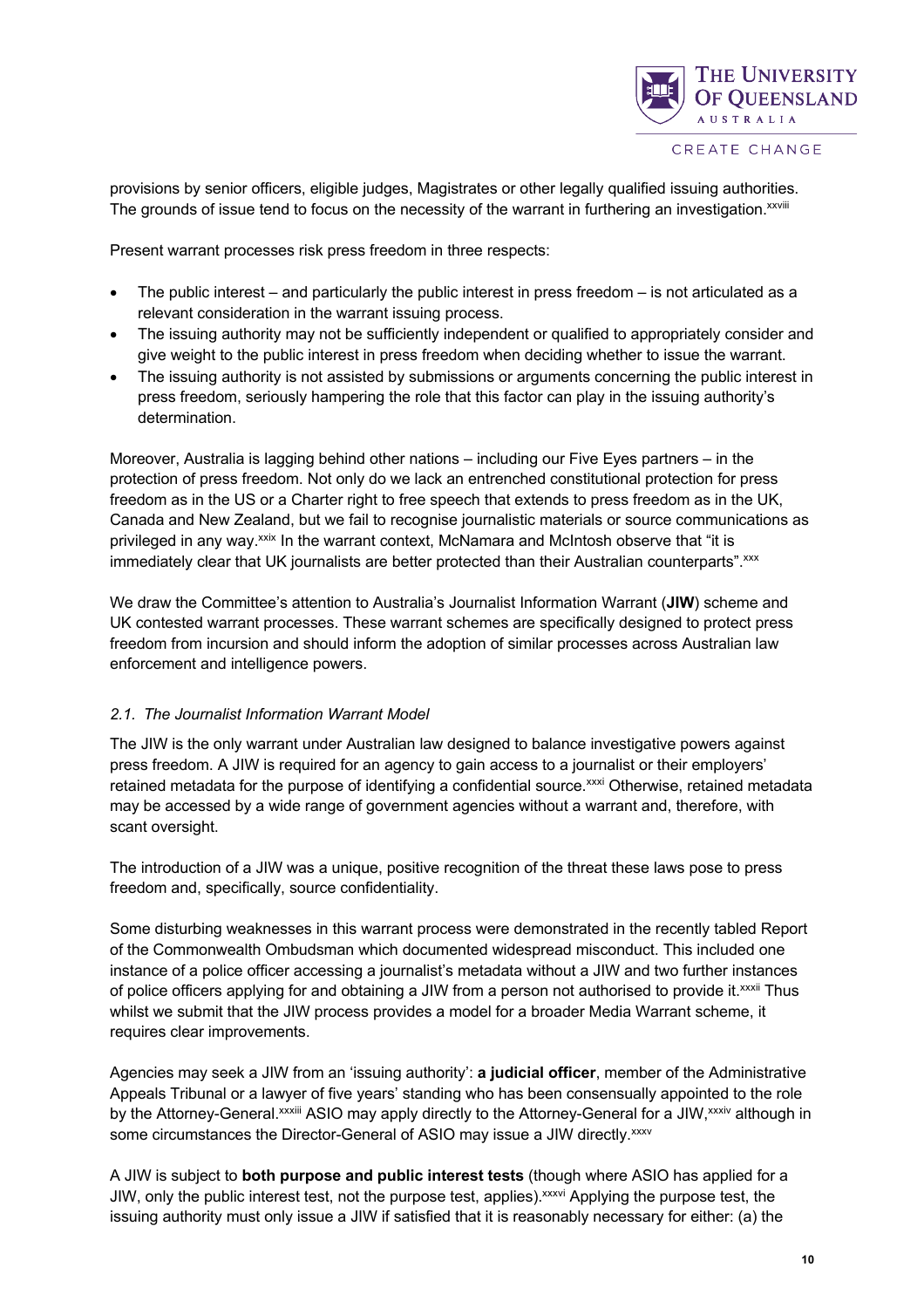provisions by senior officers, eligible judges, Magistrates or other legally qualified issuing authorities. The grounds of issue tend to focus on the necessity of the warrant in furthering an investigation.[xxviii]

Present warrant processes risk press freedom in three respects:

- The public interest – and particularly the public interest in press freedom – is not articulated as a relevant consideration in the warrant issuing process.
- The issuing authority may not be sufficiently independent or qualified to appropriately consider and give weight to the public interest in press freedom when deciding whether to issue the warrant.
- The issuing authority is not assisted by submissions or arguments concerning the public interest in press freedom, seriously hampering the role that this factor can play in the issuing authority's determination.

Moreover, Australia is lagging behind other nations – including our Five Eyes partners – in the protection of press freedom. Not only do we lack an entrenched constitutional protection for press freedom as in the US or a Charter right to free speech that extends to press freedom as in the UK, Canada and New Zealand, but we fail to recognise journalistic materials or source communications as privileged in any way.[xxix] In the warrant context, McNamara and McIntosh observe that "it is immediately clear that UK journalists are better protected than their Australian counterparts".[xxx]

We draw the Committee's attention to Australia's Journalist Information Warrant (**JIW**) scheme and UK contested warrant processes. These warrant schemes are specifically designed to protect press freedom from incursion and should inform the adoption of similar processes across Australian law enforcement and intelligence powers.

### *2.1. The Journalist Information Warrant Model*

The JIW is the only warrant under Australian law designed to balance investigative powers against press freedom. A JIW is required for an agency to gain access to a journalist or their employers' retained metadata for the purpose of identifying a confidential source.[xxxi] Otherwise, retained metadata may be accessed by a wide range of government agencies without a warrant and, therefore, with scant oversight.

The introduction of a JIW was a unique, positive recognition of the threat these laws pose to press freedom and, specifically, source confidentiality.

Some disturbing weaknesses in this warrant process were demonstrated in the recently tabled Report of the Commonwealth Ombudsman which documented widespread misconduct. This included one instance of a police officer accessing a journalist's metadata without a JIW and two further instances of police officers applying for and obtaining a JIW from a person not authorised to provide it.[xxxii] Thus whilst we submit that the JIW process provides a model for a broader Media Warrant scheme, it requires clear improvements.

Agencies may seek a JIW from an 'issuing authority': **a judicial officer**, member of the Administrative Appeals Tribunal or a lawyer of five years' standing who has been consensually appointed to the role by the Attorney-General.[xxxiii] ASIO may apply directly to the Attorney-General for a JIW,[xxxiv] although in some circumstances the Director-General of ASIO may issue a JIW directly.[xxxv]

A JIW is subject to **both purpose and public interest tests** (though where ASIO has applied for a JIW, only the public interest test, not the purpose test, applies).[xxxvi] Applying the purpose test, the issuing authority must only issue a JIW if satisfied that it is reasonably necessary for either: (a) the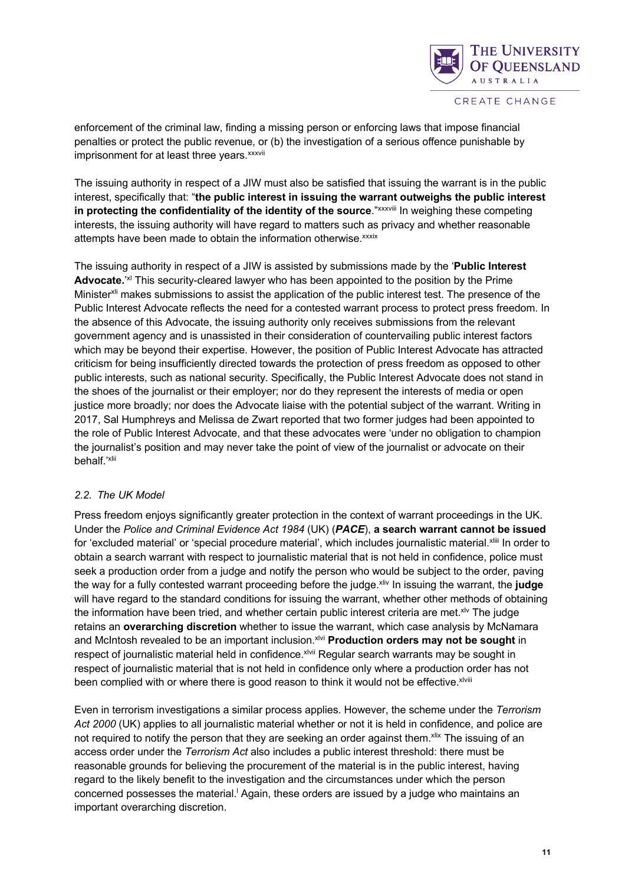enforcement of the criminal law, finding a missing person or enforcing laws that impose financial penalties or protect the public revenue, or (b) the investigation of a serious offence punishable by imprisonment for at least three years.[xxxvii]

The issuing authority in respect of a JIW must also be satisfied that issuing the warrant is in the public interest, specifically that: "**the public interest in issuing the warrant outweighs the public interest in protecting the confidentiality of the identity of the source**."[xxxviii] In weighing these competing interests, the issuing authority will have regard to matters such as privacy and whether reasonable attempts have been made to obtain the information otherwise.[xxxix]

The issuing authority in respect of a JIW is assisted by submissions made by the '**Public Interest Advocate.**'[xl] This security-cleared lawyer who has been appointed to the position by the Prime Minister[xli] makes submissions to assist the application of the public interest test. The presence of the Public Interest Advocate reflects the need for a contested warrant process to protect press freedom. In the absence of this Advocate, the issuing authority only receives submissions from the relevant government agency and is unassisted in their consideration of countervailing public interest factors which may be beyond their expertise. However, the position of Public Interest Advocate has attracted criticism for being insufficiently directed towards the protection of press freedom as opposed to other public interests, such as national security. Specifically, the Public Interest Advocate does not stand in the shoes of the journalist or their employer; nor do they represent the interests of media or open justice more broadly; nor does the Advocate liaise with the potential subject of the warrant. Writing in 2017, Sal Humphreys and Melissa de Zwart reported that two former judges had been appointed to the role of Public Interest Advocate, and that these advocates were 'under no obligation to champion the journalist's position and may never take the point of view of the journalist or advocate on their behalf.'[xlii]

### *2.2. The UK Model*

Press freedom enjoys significantly greater protection in the context of warrant proceedings in the UK. Under the *Police and Criminal Evidence Act 1984* (UK) (***PACE***), **a search warrant cannot be issued** for 'excluded material' or 'special procedure material', which includes journalistic material.[xliii] In order to obtain a search warrant with respect to journalistic material that is not held in confidence, police must seek a production order from a judge and notify the person who would be subject to the order, paving the way for a fully contested warrant proceeding before the judge.[xliv] In issuing the warrant, the **judge** will have regard to the standard conditions for issuing the warrant, whether other methods of obtaining the information have been tried, and whether certain public interest criteria are met.[xlv] The judge retains an **overarching discretion** whether to issue the warrant, which case analysis by McNamara and McIntosh revealed to be an important inclusion.[xlvi] **Production orders may not be sought** in respect of journalistic material held in confidence.[xlvii] Regular search warrants may be sought in respect of journalistic material that is not held in confidence only where a production order has not been complied with or where there is good reason to think it would not be effective.[xlviii]

Even in terrorism investigations a similar process applies. However, the scheme under the *Terrorism Act 2000* (UK) applies to all journalistic material whether or not it is held in confidence, and police are not required to notify the person that they are seeking an order against them.[xlix] The issuing of an access order under the *Terrorism Act* also includes a public interest threshold: there must be reasonable grounds for believing the procurement of the material is in the public interest, having regard to the likely benefit to the investigation and the circumstances under which the person concerned possesses the material.[l] Again, these orders are issued by a judge who maintains an important overarching discretion.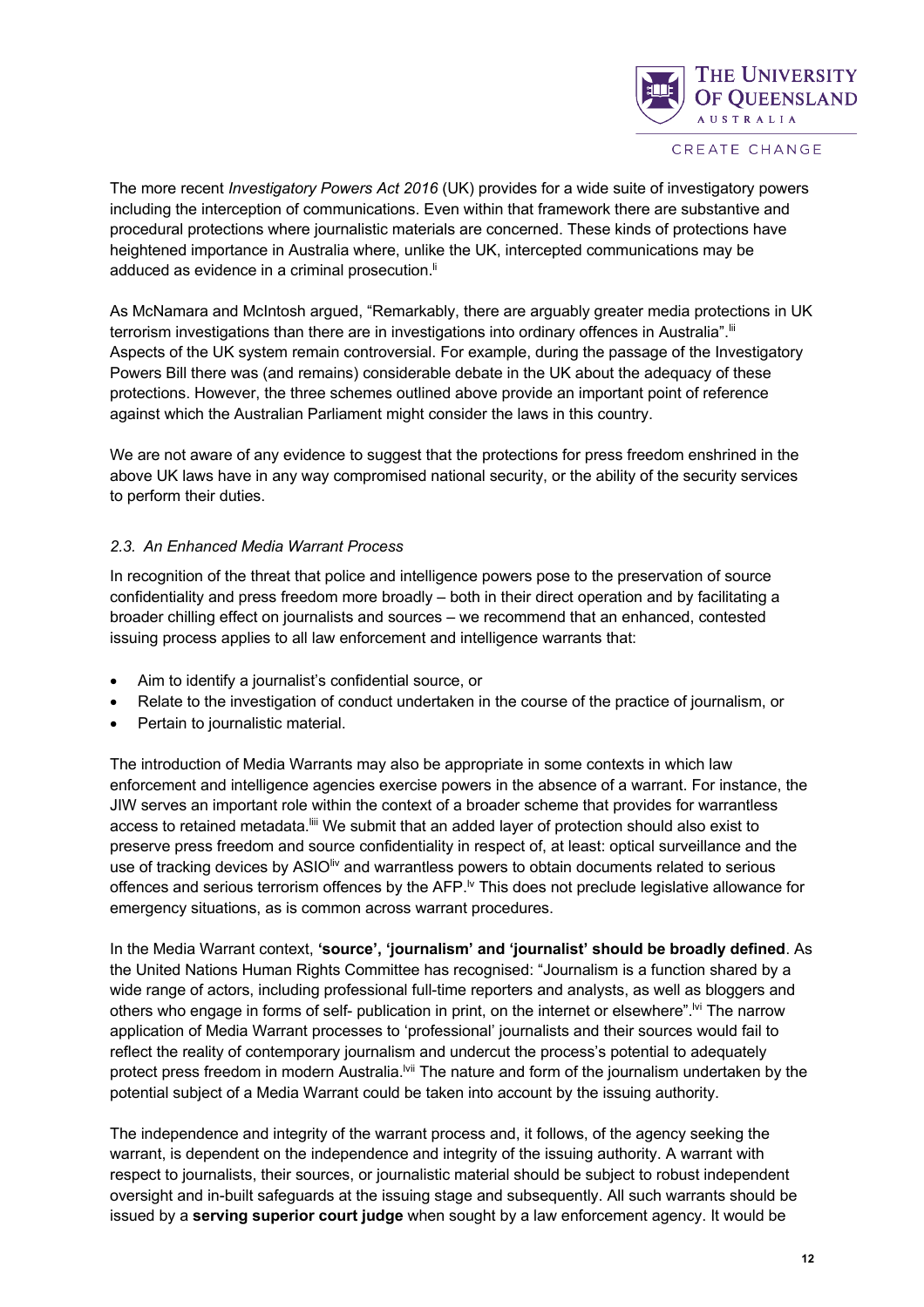The more recent *Investigatory Powers Act 2016* (UK) provides for a wide suite of investigatory powers including the interception of communications. Even within that framework there are substantive and procedural protections where journalistic materials are concerned. These kinds of protections have heightened importance in Australia where, unlike the UK, intercepted communications may be adduced as evidence in a criminal prosecution.[li]

As McNamara and McIntosh argued, "Remarkably, there are arguably greater media protections in UK terrorism investigations than there are in investigations into ordinary offences in Australia".[lii] Aspects of the UK system remain controversial. For example, during the passage of the Investigatory Powers Bill there was (and remains) considerable debate in the UK about the adequacy of these protections. However, the three schemes outlined above provide an important point of reference against which the Australian Parliament might consider the laws in this country.

We are not aware of any evidence to suggest that the protections for press freedom enshrined in the above UK laws have in any way compromised national security, or the ability of the security services to perform their duties.

### *2.3. An Enhanced Media Warrant Process*

In recognition of the threat that police and intelligence powers pose to the preservation of source confidentiality and press freedom more broadly – both in their direct operation and by facilitating a broader chilling effect on journalists and sources – we recommend that an enhanced, contested issuing process applies to all law enforcement and intelligence warrants that:

- Aim to identify a journalist's confidential source, or
- Relate to the investigation of conduct undertaken in the course of the practice of journalism, or
- Pertain to journalistic material.

The introduction of Media Warrants may also be appropriate in some contexts in which law enforcement and intelligence agencies exercise powers in the absence of a warrant. For instance, the JIW serves an important role within the context of a broader scheme that provides for warrantless access to retained metadata.[liii] We submit that an added layer of protection should also exist to preserve press freedom and source confidentiality in respect of, at least: optical surveillance and the use of tracking devices by ASIO[liv] and warrantless powers to obtain documents related to serious offences and serious terrorism offences by the AFP.[lv] This does not preclude legislative allowance for emergency situations, as is common across warrant procedures.

In the Media Warrant context, **'source', 'journalism' and 'journalist' should be broadly defined**. As the United Nations Human Rights Committee has recognised: "Journalism is a function shared by a wide range of actors, including professional full-time reporters and analysts, as well as bloggers and others who engage in forms of self- publication in print, on the internet or elsewhere".[lvi] The narrow application of Media Warrant processes to 'professional' journalists and their sources would fail to reflect the reality of contemporary journalism and undercut the process's potential to adequately protect press freedom in modern Australia.[lvii] The nature and form of the journalism undertaken by the potential subject of a Media Warrant could be taken into account by the issuing authority.

The independence and integrity of the warrant process and, it follows, of the agency seeking the warrant, is dependent on the independence and integrity of the issuing authority. A warrant with respect to journalists, their sources, or journalistic material should be subject to robust independent oversight and in-built safeguards at the issuing stage and subsequently. All such warrants should be issued by a **serving superior court judge** when sought by a law enforcement agency. It would be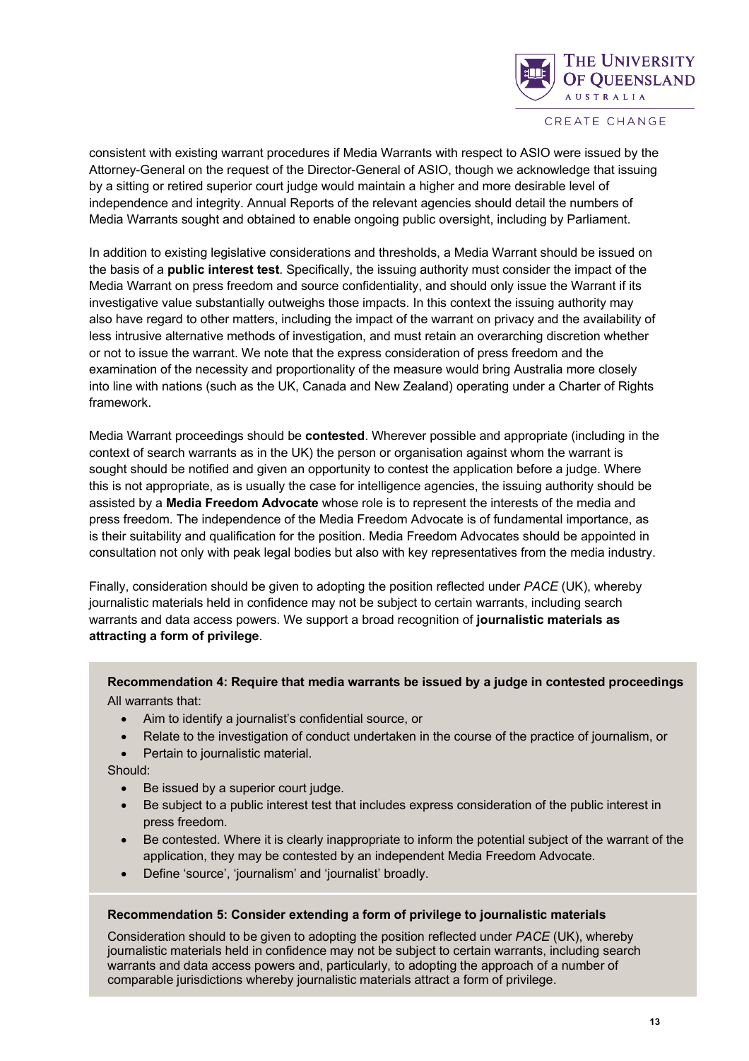consistent with existing warrant procedures if Media Warrants with respect to ASIO were issued by the Attorney-General on the request of the Director-General of ASIO, though we acknowledge that issuing by a sitting or retired superior court judge would maintain a higher and more desirable level of independence and integrity. Annual Reports of the relevant agencies should detail the numbers of Media Warrants sought and obtained to enable ongoing public oversight, including by Parliament.

In addition to existing legislative considerations and thresholds, a Media Warrant should be issued on the basis of a **public interest test**. Specifically, the issuing authority must consider the impact of the Media Warrant on press freedom and source confidentiality, and should only issue the Warrant if its investigative value substantially outweighs those impacts. In this context the issuing authority may also have regard to other matters, including the impact of the warrant on privacy and the availability of less intrusive alternative methods of investigation, and must retain an overarching discretion whether or not to issue the warrant. We note that the express consideration of press freedom and the examination of the necessity and proportionality of the measure would bring Australia more closely into line with nations (such as the UK, Canada and New Zealand) operating under a Charter of Rights framework.

Media Warrant proceedings should be **contested**. Wherever possible and appropriate (including in the context of search warrants as in the UK) the person or organisation against whom the warrant is sought should be notified and given an opportunity to contest the application before a judge. Where this is not appropriate, as is usually the case for intelligence agencies, the issuing authority should be assisted by a **Media Freedom Advocate** whose role is to represent the interests of the media and press freedom. The independence of the Media Freedom Advocate is of fundamental importance, as is their suitability and qualification for the position. Media Freedom Advocates should be appointed in consultation not only with peak legal bodies but also with key representatives from the media industry.

Finally, consideration should be given to adopting the position reflected under *PACE* (UK), whereby journalistic materials held in confidence may not be subject to certain warrants, including search warrants and data access powers. We support a broad recognition of **journalistic materials as attracting a form of privilege**.

**Recommendation 4: Require that media warrants be issued by a judge in contested proceedings**

All warrants that:

- Aim to identify a journalist's confidential source, or
- Relate to the investigation of conduct undertaken in the course of the practice of journalism, or
- Pertain to journalistic material.

Should:

- Be issued by a superior court judge.
- Be subject to a public interest test that includes express consideration of the public interest in press freedom.
- Be contested. Where it is clearly inappropriate to inform the potential subject of the warrant of the application, they may be contested by an independent Media Freedom Advocate.
- Define 'source', 'journalism' and 'journalist' broadly.

**Recommendation 5: Consider extending a form of privilege to journalistic materials**

Consideration should to be given to adopting the position reflected under *PACE* (UK), whereby journalistic materials held in confidence may not be subject to certain warrants, including search warrants and data access powers and, particularly, to adopting the approach of a number of comparable jurisdictions whereby journalistic materials attract a form of privilege.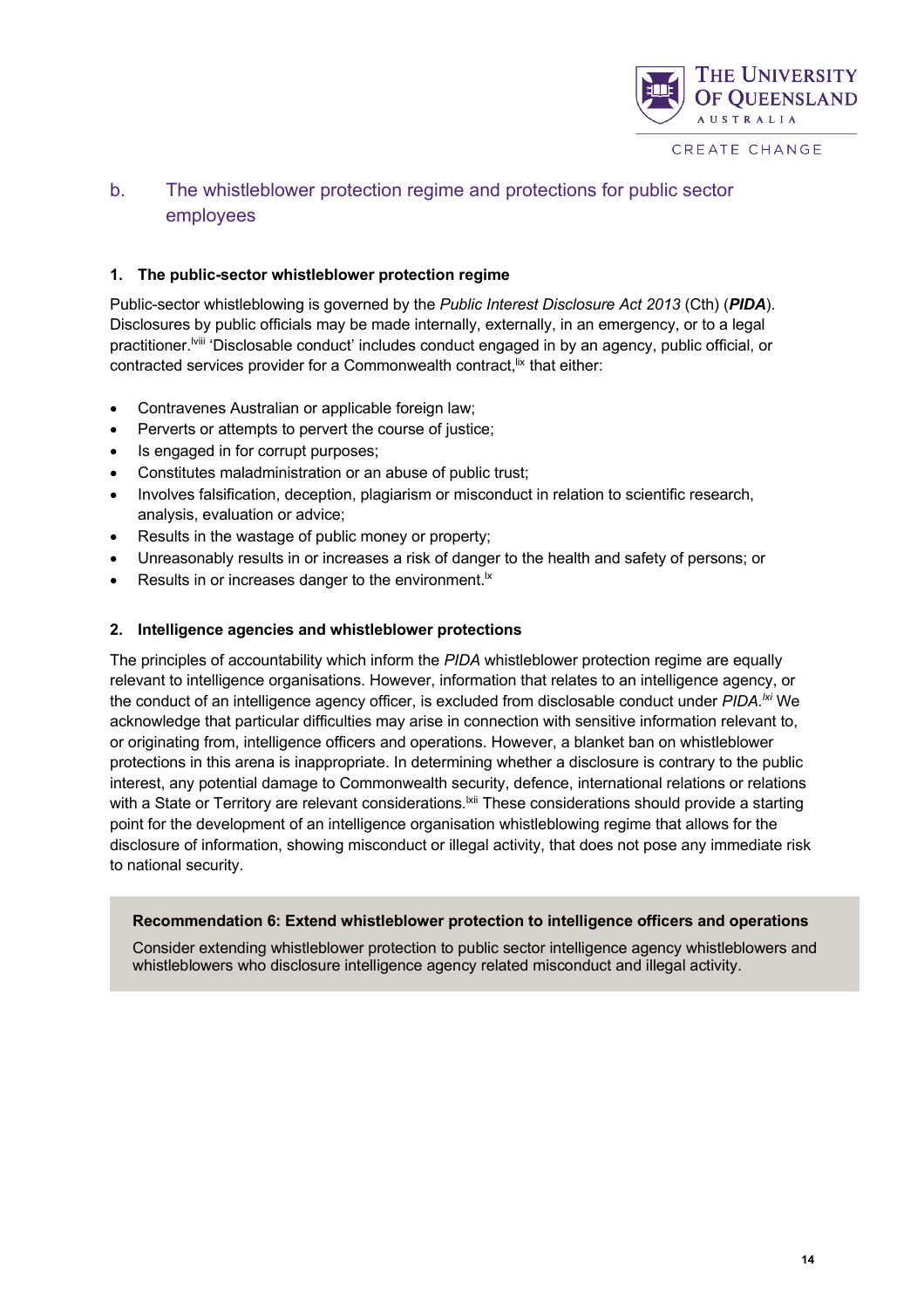## b. The whistleblower protection regime and protections for public sector employees

### 1. The public-sector whistleblower protection regime

Public-sector whistleblowing is governed by the *Public Interest Disclosure Act 2013* (Cth) (***PIDA***). Disclosures by public officials may be made internally, externally, in an emergency, or to a legal practitioner.[lviii] 'Disclosable conduct' includes conduct engaged in by an agency, public official, or contracted services provider for a Commonwealth contract,[lix] that either:

- Contravenes Australian or applicable foreign law;
- Perverts or attempts to pervert the course of justice;
- Is engaged in for corrupt purposes;
- Constitutes maladministration or an abuse of public trust;
- Involves falsification, deception, plagiarism or misconduct in relation to scientific research, analysis, evaluation or advice;
- Results in the wastage of public money or property;
- Unreasonably results in or increases a risk of danger to the health and safety of persons; or
- Results in or increases danger to the environment.[lx]

### 2. Intelligence agencies and whistleblower protections

The principles of accountability which inform the *PIDA* whistleblower protection regime are equally relevant to intelligence organisations. However, information that relates to an intelligence agency, or the conduct of an intelligence agency officer, is excluded from disclosable conduct under *PIDA*.[lxi] We acknowledge that particular difficulties may arise in connection with sensitive information relevant to, or originating from, intelligence officers and operations. However, a blanket ban on whistleblower protections in this arena is inappropriate. In determining whether a disclosure is contrary to the public interest, any potential damage to Commonwealth security, defence, international relations or relations with a State or Territory are relevant considerations.[lxii] These considerations should provide a starting point for the development of an intelligence organisation whistleblowing regime that allows for the disclosure of information, showing misconduct or illegal activity, that does not pose any immediate risk to national security.

**Recommendation 6: Extend whistleblower protection to intelligence officers and operations**

Consider extending whistleblower protection to public sector intelligence agency whistleblowers and whistleblowers who disclosure intelligence agency related misconduct and illegal activity.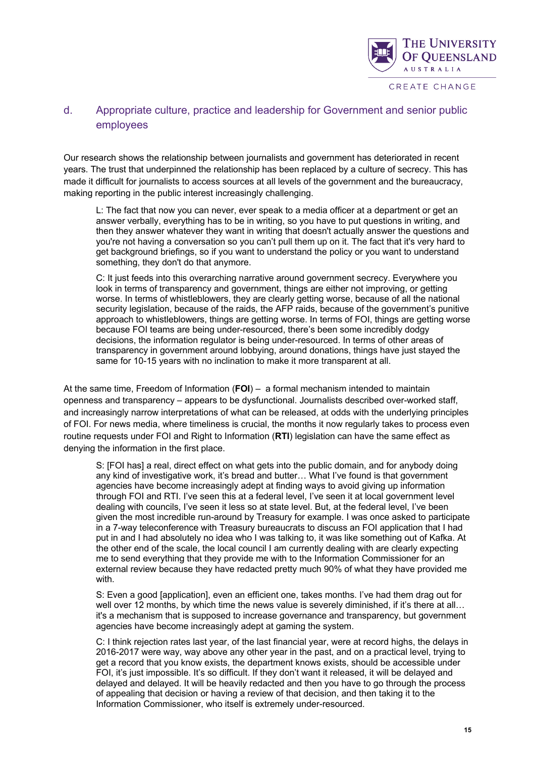## d. Appropriate culture, practice and leadership for Government and senior public employees

Our research shows the relationship between journalists and government has deteriorated in recent years. The trust that underpinned the relationship has been replaced by a culture of secrecy. This has made it difficult for journalists to access sources at all levels of the government and the bureaucracy, making reporting in the public interest increasingly challenging.

> L: The fact that now you can never, ever speak to a media officer at a department or get an answer verbally, everything has to be in writing, so you have to put questions in writing, and then they answer whatever they want in writing that doesn't actually answer the questions and you're not having a conversation so you can't pull them up on it. The fact that it's very hard to get background briefings, so if you want to understand the policy or you want to understand something, they don't do that anymore.

> C: It just feeds into this overarching narrative around government secrecy. Everywhere you look in terms of transparency and government, things are either not improving, or getting worse. In terms of whistleblowers, they are clearly getting worse, because of all the national security legislation, because of the raids, the AFP raids, because of the government's punitive approach to whistleblowers, things are getting worse. In terms of FOI, things are getting worse because FOI teams are being under-resourced, there's been some incredibly dodgy decisions, the information regulator is being under-resourced. In terms of other areas of transparency in government around lobbying, around donations, things have just stayed the same for 10-15 years with no inclination to make it more transparent at all.

At the same time, Freedom of Information (**FOI**) – a formal mechanism intended to maintain openness and transparency – appears to be dysfunctional. Journalists described over-worked staff, and increasingly narrow interpretations of what can be released, at odds with the underlying principles of FOI. For news media, where timeliness is crucial, the months it now regularly takes to process even routine requests under FOI and Right to Information (**RTI**) legislation can have the same effect as denying the information in the first place.

> S: [FOI has] a real, direct effect on what gets into the public domain, and for anybody doing any kind of investigative work, it's bread and butter… What I've found is that government agencies have become increasingly adept at finding ways to avoid giving up information through FOI and RTI. I've seen this at a federal level, I've seen it at local government level dealing with councils, I've seen it less so at state level. But, at the federal level, I've been given the most incredible run-around by Treasury for example. I was once asked to participate in a 7-way teleconference with Treasury bureaucrats to discuss an FOI application that I had put in and I had absolutely no idea who I was talking to, it was like something out of Kafka. At the other end of the scale, the local council I am currently dealing with are clearly expecting me to send everything that they provide me with to the Information Commissioner for an external review because they have redacted pretty much 90% of what they have provided me with.

> S: Even a good [application], even an efficient one, takes months. I've had them drag out for well over 12 months, by which time the news value is severely diminished, if it's there at all… it's a mechanism that is supposed to increase governance and transparency, but government agencies have become increasingly adept at gaming the system.

> C: I think rejection rates last year, of the last financial year, were at record highs, the delays in 2016-2017 were way, way above any other year in the past, and on a practical level, trying to get a record that you know exists, the department knows exists, should be accessible under FOI, it's just impossible. It's so difficult. If they don't want it released, it will be delayed and delayed and delayed. It will be heavily redacted and then you have to go through the process of appealing that decision or having a review of that decision, and then taking it to the Information Commissioner, who itself is extremely under-resourced.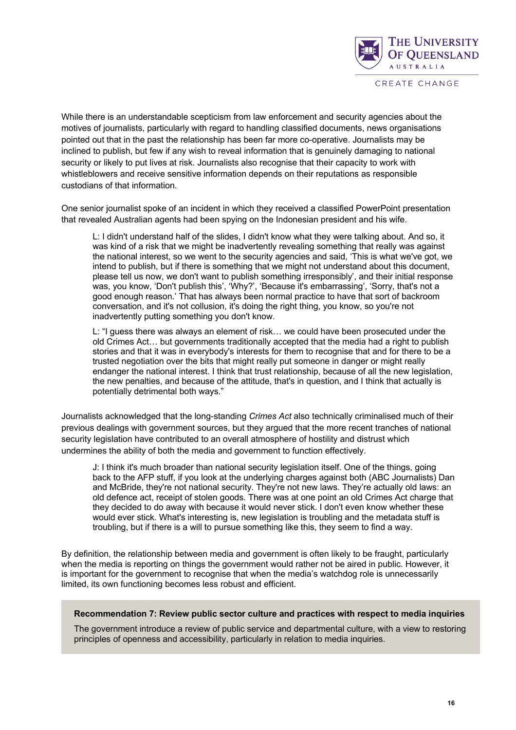While there is an understandable scepticism from law enforcement and security agencies about the motives of journalists, particularly with regard to handling classified documents, news organisations pointed out that in the past the relationship has been far more co-operative. Journalists may be inclined to publish, but few if any wish to reveal information that is genuinely damaging to national security or likely to put lives at risk. Journalists also recognise that their capacity to work with whistleblowers and receive sensitive information depends on their reputations as responsible custodians of that information.

One senior journalist spoke of an incident in which they received a classified PowerPoint presentation that revealed Australian agents had been spying on the Indonesian president and his wife.

> L: I didn't understand half of the slides, I didn't know what they were talking about. And so, it was kind of a risk that we might be inadvertently revealing something that really was against the national interest, so we went to the security agencies and said, 'This is what we've got, we intend to publish, but if there is something that we might not understand about this document, please tell us now, we don't want to publish something irresponsibly', and their initial response was, you know, 'Don't publish this', 'Why?', 'Because it's embarrassing', 'Sorry, that's not a good enough reason.' That has always been normal practice to have that sort of backroom conversation, and it's not collusion, it's doing the right thing, you know, so you're not inadvertently putting something you don't know.
>
> L: "I guess there was always an element of risk… we could have been prosecuted under the old Crimes Act… but governments traditionally accepted that the media had a right to publish stories and that it was in everybody's interests for them to recognise that and for there to be a trusted negotiation over the bits that might really put someone in danger or might really endanger the national interest. I think that trust relationship, because of all the new legislation, the new penalties, and because of the attitude, that's in question, and I think that actually is potentially detrimental both ways."

Journalists acknowledged that the long-standing *Crimes Act* also technically criminalised much of their previous dealings with government sources, but they argued that the more recent tranches of national security legislation have contributed to an overall atmosphere of hostility and distrust which undermines the ability of both the media and government to function effectively.

> J: I think it's much broader than national security legislation itself. One of the things, going back to the AFP stuff, if you look at the underlying charges against both (ABC Journalists) Dan and McBride, they're not national security. They're not new laws. They're actually old laws: an old defence act, receipt of stolen goods. There was at one point an old Crimes Act charge that they decided to do away with because it would never stick. I don't even know whether these would ever stick. What's interesting is, new legislation is troubling and the metadata stuff is troubling, but if there is a will to pursue something like this, they seem to find a way.

By definition, the relationship between media and government is often likely to be fraught, particularly when the media is reporting on things the government would rather not be aired in public. However, it is important for the government to recognise that when the media's watchdog role is unnecessarily limited, its own functioning becomes less robust and efficient.

**Recommendation 7: Review public sector culture and practices with respect to media inquiries**

The government introduce a review of public service and departmental culture, with a view to restoring principles of openness and accessibility, particularly in relation to media inquiries.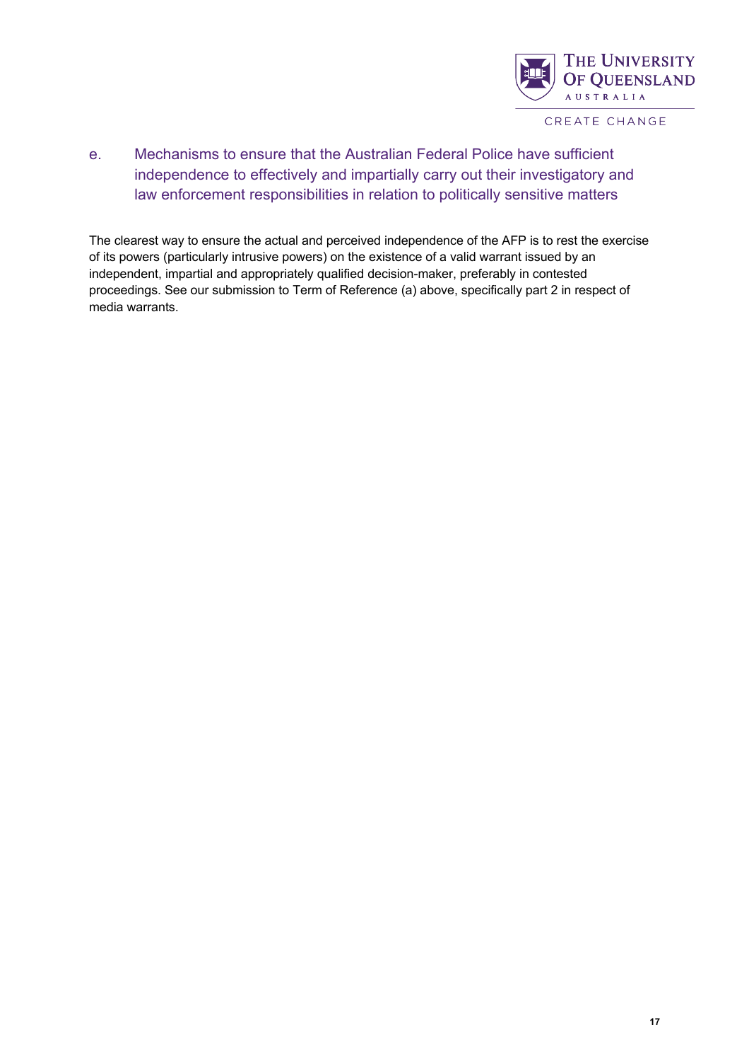## e. Mechanisms to ensure that the Australian Federal Police have sufficient independence to effectively and impartially carry out their investigatory and law enforcement responsibilities in relation to politically sensitive matters

The clearest way to ensure the actual and perceived independence of the AFP is to rest the exercise of its powers (particularly intrusive powers) on the existence of a valid warrant issued by an independent, impartial and appropriately qualified decision-maker, preferably in contested proceedings. See our submission to Term of Reference (a) above, specifically part 2 in respect of media warrants.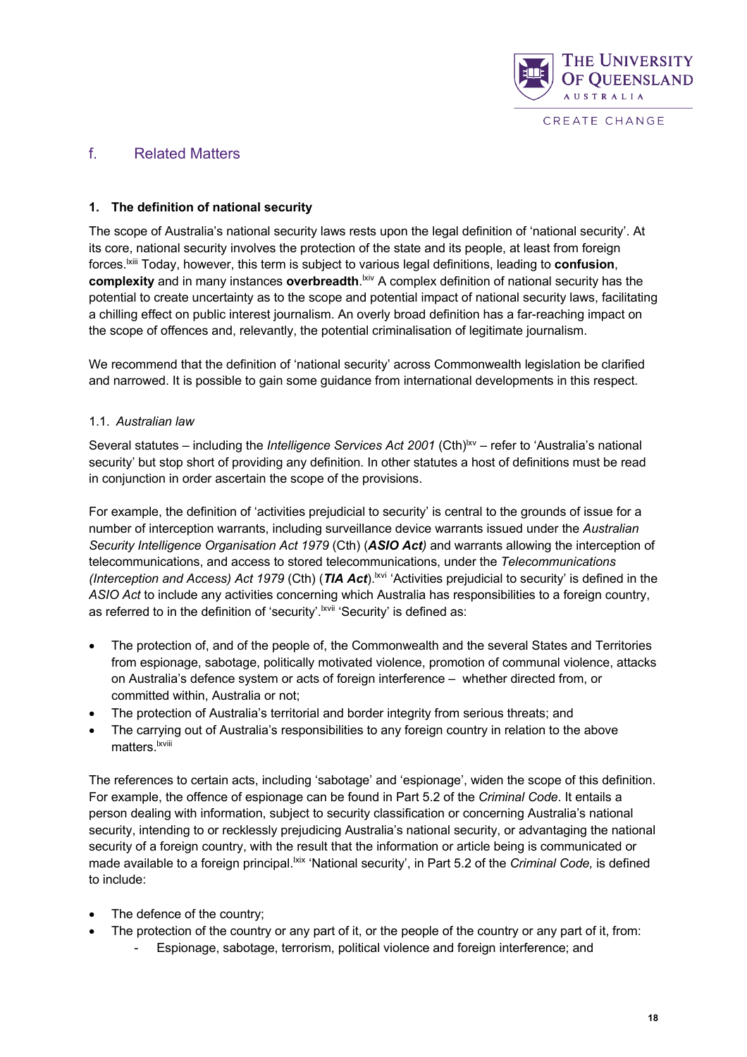## f. Related Matters

**1. The definition of national security**

The scope of Australia's national security laws rests upon the legal definition of 'national security'. At its core, national security involves the protection of the state and its people, at least from foreign forces.[lxiii] Today, however, this term is subject to various legal definitions, leading to **confusion**, **complexity** and in many instances **overbreadth**.[lxiv] A complex definition of national security has the potential to create uncertainty as to the scope and potential impact of national security laws, facilitating a chilling effect on public interest journalism. An overly broad definition has a far-reaching impact on the scope of offences and, relevantly, the potential criminalisation of legitimate journalism.

We recommend that the definition of 'national security' across Commonwealth legislation be clarified and narrowed. It is possible to gain some guidance from international developments in this respect.

1.1. *Australian law*

Several statutes – including the *Intelligence Services Act 2001* (Cth)[lxv] – refer to 'Australia's national security' but stop short of providing any definition. In other statutes a host of definitions must be read in conjunction in order ascertain the scope of the provisions.

For example, the definition of 'activities prejudicial to security' is central to the grounds of issue for a number of interception warrants, including surveillance device warrants issued under the *Australian Security Intelligence Organisation Act 1979* (Cth) (***ASIO Act***) and warrants allowing the interception of telecommunications, and access to stored telecommunications, under the *Telecommunications (Interception and Access) Act 1979* (Cth) (***TIA Act***).[lxvi] 'Activities prejudicial to security' is defined in the *ASIO Act* to include any activities concerning which Australia has responsibilities to a foreign country, as referred to in the definition of 'security'.[lxvii] 'Security' is defined as:

- The protection of, and of the people of, the Commonwealth and the several States and Territories from espionage, sabotage, politically motivated violence, promotion of communal violence, attacks on Australia's defence system or acts of foreign interference – whether directed from, or committed within, Australia or not;
- The protection of Australia's territorial and border integrity from serious threats; and
- The carrying out of Australia's responsibilities to any foreign country in relation to the above matters.[lxviii]

The references to certain acts, including 'sabotage' and 'espionage', widen the scope of this definition. For example, the offence of espionage can be found in Part 5.2 of the *Criminal Code*. It entails a person dealing with information, subject to security classification or concerning Australia's national security, intending to or recklessly prejudicing Australia's national security, or advantaging the national security of a foreign country, with the result that the information or article being is communicated or made available to a foreign principal.[lxix] 'National security', in Part 5.2 of the *Criminal Code,* is defined to include:

- The defence of the country;
- The protection of the country or any part of it, or the people of the country or any part of it, from:
  - Espionage, sabotage, terrorism, political violence and foreign interference; and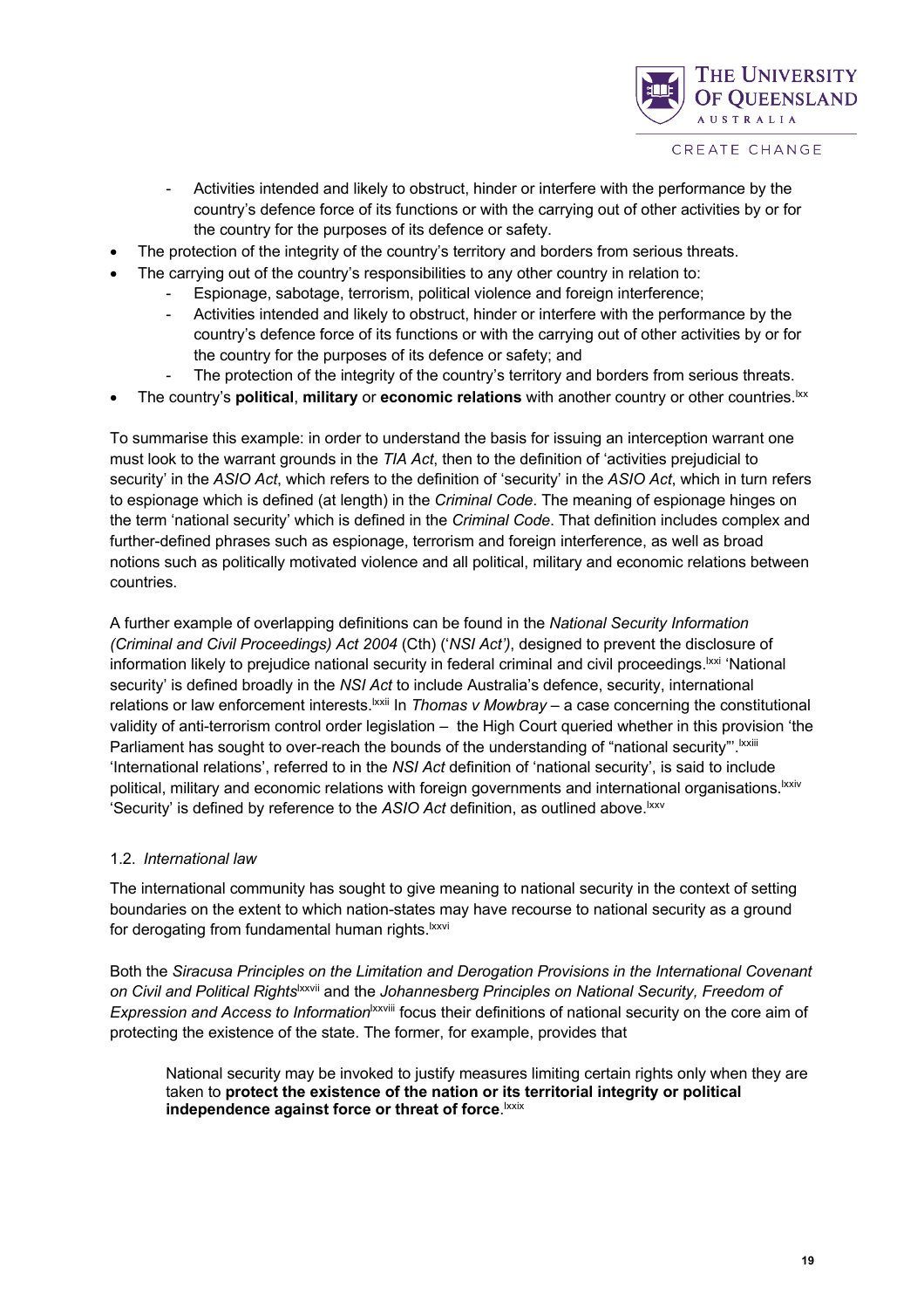- Activities intended and likely to obstruct, hinder or interfere with the performance by the country's defence force of its functions or with the carrying out of other activities by or for the country for the purposes of its defence or safety.
- The protection of the integrity of the country's territory and borders from serious threats.
- The carrying out of the country's responsibilities to any other country in relation to:
  - Espionage, sabotage, terrorism, political violence and foreign interference;
  - Activities intended and likely to obstruct, hinder or interfere with the performance by the country's defence force of its functions or with the carrying out of other activities by or for the country for the purposes of its defence or safety; and
  - The protection of the integrity of the country's territory and borders from serious threats.
- The country's **political**, **military** or **economic relations** with another country or other countries.[lxx]

To summarise this example: in order to understand the basis for issuing an interception warrant one must look to the warrant grounds in the *TIA Act*, then to the definition of 'activities prejudicial to security' in the *ASIO Act*, which refers to the definition of 'security' in the *ASIO Act*, which in turn refers to espionage which is defined (at length) in the *Criminal Code*. The meaning of espionage hinges on the term 'national security' which is defined in the *Criminal Code*. That definition includes complex and further-defined phrases such as espionage, terrorism and foreign interference, as well as broad notions such as politically motivated violence and all political, military and economic relations between countries.

A further example of overlapping definitions can be found in the *National Security Information (Criminal and Civil Proceedings) Act 2004* (Cth) ('*NSI Act')*, designed to prevent the disclosure of information likely to prejudice national security in federal criminal and civil proceedings.[lxxi] 'National security' is defined broadly in the *NSI Act* to include Australia's defence, security, international relations or law enforcement interests.[lxxii] In *Thomas v Mowbray* – a case concerning the constitutional validity of anti-terrorism control order legislation – the High Court queried whether in this provision 'the Parliament has sought to over-reach the bounds of the understanding of "national security"'.[lxxiii] 'International relations', referred to in the *NSI Act* definition of 'national security', is said to include political, military and economic relations with foreign governments and international organisations.[lxxiv] 'Security' is defined by reference to the *ASIO Act* definition, as outlined above.[lxxv]

### 1.2. *International law*

The international community has sought to give meaning to national security in the context of setting boundaries on the extent to which nation-states may have recourse to national security as a ground for derogating from fundamental human rights.[lxxvi]

Both the *Siracusa Principles on the Limitation and Derogation Provisions in the International Covenant on Civil and Political Rights*[lxxvii] and the *Johannesberg Principles on National Security, Freedom of Expression and Access to Information*[lxxviii] focus their definitions of national security on the core aim of protecting the existence of the state. The former, for example, provides that

> National security may be invoked to justify measures limiting certain rights only when they are taken to **protect the existence of the nation or its territorial integrity or political independence against force or threat of force**.[lxxix]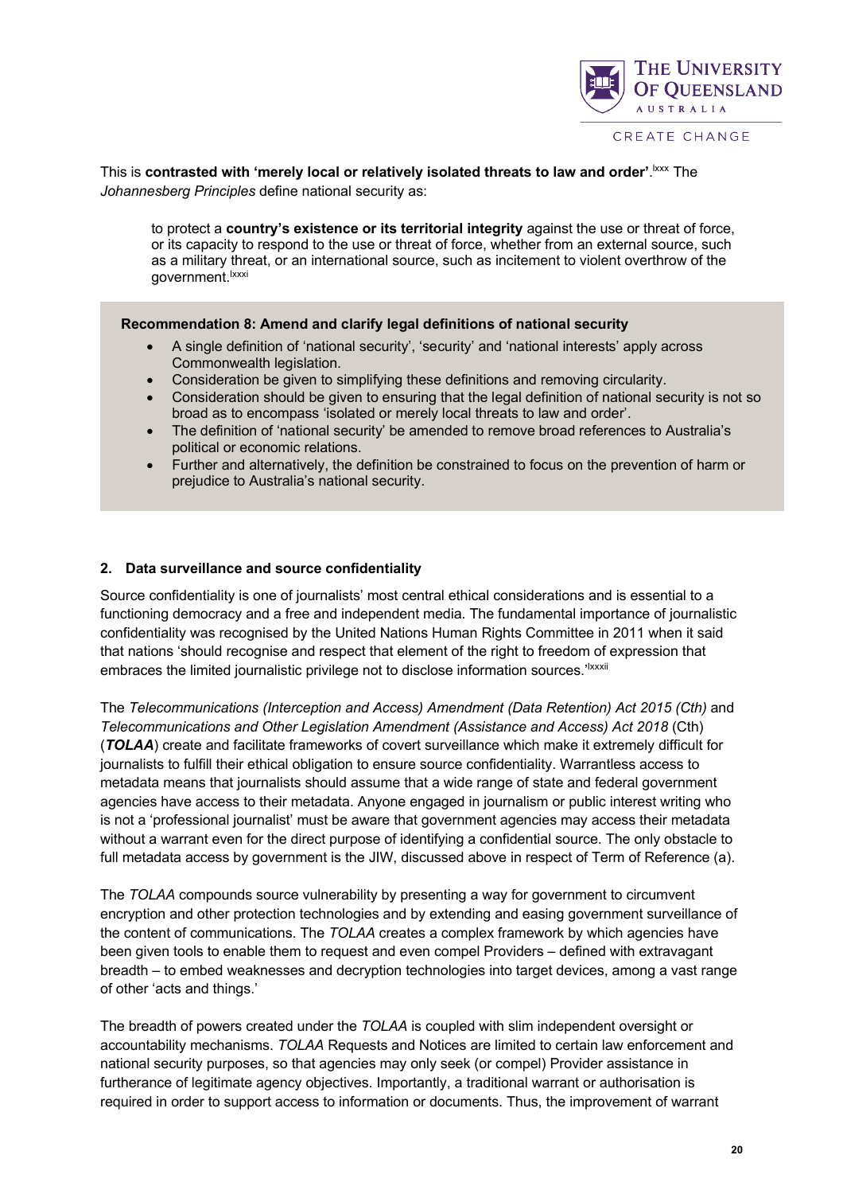This is **contrasted with 'merely local or relatively isolated threats to law and order'**.[lxxx] The *Johannesberg Principles* define national security as:

> to protect a **country's existence or its territorial integrity** against the use or threat of force, or its capacity to respond to the use or threat of force, whether from an external source, such as a military threat, or an international source, such as incitement to violent overthrow of the government.[lxxxi]

**Recommendation 8: Amend and clarify legal definitions of national security**

- A single definition of 'national security', 'security' and 'national interests' apply across Commonwealth legislation.
- Consideration be given to simplifying these definitions and removing circularity.
- Consideration should be given to ensuring that the legal definition of national security is not so broad as to encompass 'isolated or merely local threats to law and order'.
- The definition of 'national security' be amended to remove broad references to Australia's political or economic relations.
- Further and alternatively, the definition be constrained to focus on the prevention of harm or prejudice to Australia's national security.

## 2. Data surveillance and source confidentiality

Source confidentiality is one of journalists' most central ethical considerations and is essential to a functioning democracy and a free and independent media. The fundamental importance of journalistic confidentiality was recognised by the United Nations Human Rights Committee in 2011 when it said that nations 'should recognise and respect that element of the right to freedom of expression that embraces the limited journalistic privilege not to disclose information sources.'[lxxxii]

The *Telecommunications (Interception and Access) Amendment (Data Retention) Act 2015 (Cth)* and *Telecommunications and Other Legislation Amendment (Assistance and Access) Act 2018* (Cth) (***TOLAA***) create and facilitate frameworks of covert surveillance which make it extremely difficult for journalists to fulfill their ethical obligation to ensure source confidentiality. Warrantless access to metadata means that journalists should assume that a wide range of state and federal government agencies have access to their metadata. Anyone engaged in journalism or public interest writing who is not a 'professional journalist' must be aware that government agencies may access their metadata without a warrant even for the direct purpose of identifying a confidential source. The only obstacle to full metadata access by government is the JIW, discussed above in respect of Term of Reference (a).

The *TOLAA* compounds source vulnerability by presenting a way for government to circumvent encryption and other protection technologies and by extending and easing government surveillance of the content of communications. The *TOLAA* creates a complex framework by which agencies have been given tools to enable them to request and even compel Providers – defined with extravagant breadth – to embed weaknesses and decryption technologies into target devices, among a vast range of other 'acts and things.'

The breadth of powers created under the *TOLAA* is coupled with slim independent oversight or accountability mechanisms. *TOLAA* Requests and Notices are limited to certain law enforcement and national security purposes, so that agencies may only seek (or compel) Provider assistance in furtherance of legitimate agency objectives. Importantly, a traditional warrant or authorisation is required in order to support access to information or documents. Thus, the improvement of warrant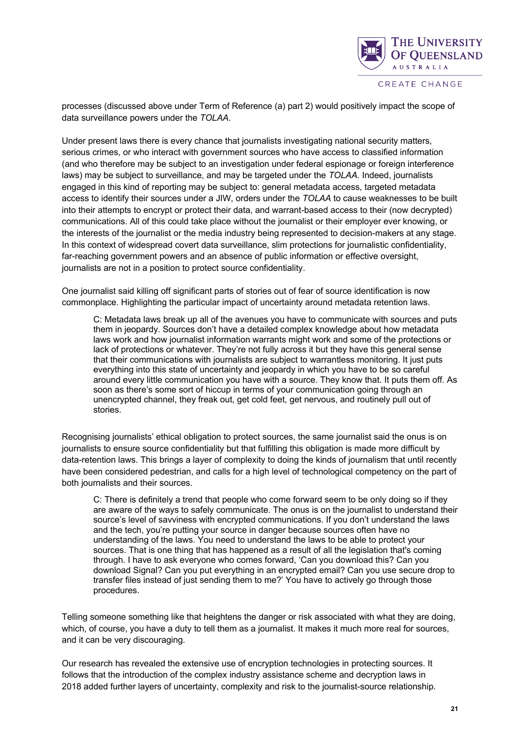processes (discussed above under Term of Reference (a) part 2) would positively impact the scope of data surveillance powers under the *TOLAA*.

Under present laws there is every chance that journalists investigating national security matters, serious crimes, or who interact with government sources who have access to classified information (and who therefore may be subject to an investigation under federal espionage or foreign interference laws) may be subject to surveillance, and may be targeted under the *TOLAA*. Indeed, journalists engaged in this kind of reporting may be subject to: general metadata access, targeted metadata access to identify their sources under a JIW, orders under the *TOLAA* to cause weaknesses to be built into their attempts to encrypt or protect their data, and warrant-based access to their (now decrypted) communications. All of this could take place without the journalist or their employer ever knowing, or the interests of the journalist or the media industry being represented to decision-makers at any stage. In this context of widespread covert data surveillance, slim protections for journalistic confidentiality, far-reaching government powers and an absence of public information or effective oversight, journalists are not in a position to protect source confidentiality.

One journalist said killing off significant parts of stories out of fear of source identification is now commonplace. Highlighting the particular impact of uncertainty around metadata retention laws.

> C: Metadata laws break up all of the avenues you have to communicate with sources and puts them in jeopardy. Sources don't have a detailed complex knowledge about how metadata laws work and how journalist information warrants might work and some of the protections or lack of protections or whatever. They're not fully across it but they have this general sense that their communications with journalists are subject to warrantless monitoring. It just puts everything into this state of uncertainty and jeopardy in which you have to be so careful around every little communication you have with a source. They know that. It puts them off. As soon as there's some sort of hiccup in terms of your communication going through an unencrypted channel, they freak out, get cold feet, get nervous, and routinely pull out of stories.

Recognising journalists' ethical obligation to protect sources, the same journalist said the onus is on journalists to ensure source confidentiality but that fulfilling this obligation is made more difficult by data-retention laws. This brings a layer of complexity to doing the kinds of journalism that until recently have been considered pedestrian, and calls for a high level of technological competency on the part of both journalists and their sources.

> C: There is definitely a trend that people who come forward seem to be only doing so if they are aware of the ways to safely communicate. The onus is on the journalist to understand their source's level of savviness with encrypted communications. If you don't understand the laws and the tech, you're putting your source in danger because sources often have no understanding of the laws. You need to understand the laws to be able to protect your sources. That is one thing that has happened as a result of all the legislation that's coming through. I have to ask everyone who comes forward, 'Can you download this? Can you download Signal? Can you put everything in an encrypted email? Can you use secure drop to transfer files instead of just sending them to me?' You have to actively go through those procedures.

Telling someone something like that heightens the danger or risk associated with what they are doing, which, of course, you have a duty to tell them as a journalist. It makes it much more real for sources, and it can be very discouraging.

Our research has revealed the extensive use of encryption technologies in protecting sources. It follows that the introduction of the complex industry assistance scheme and decryption laws in 2018 added further layers of uncertainty, complexity and risk to the journalist-source relationship.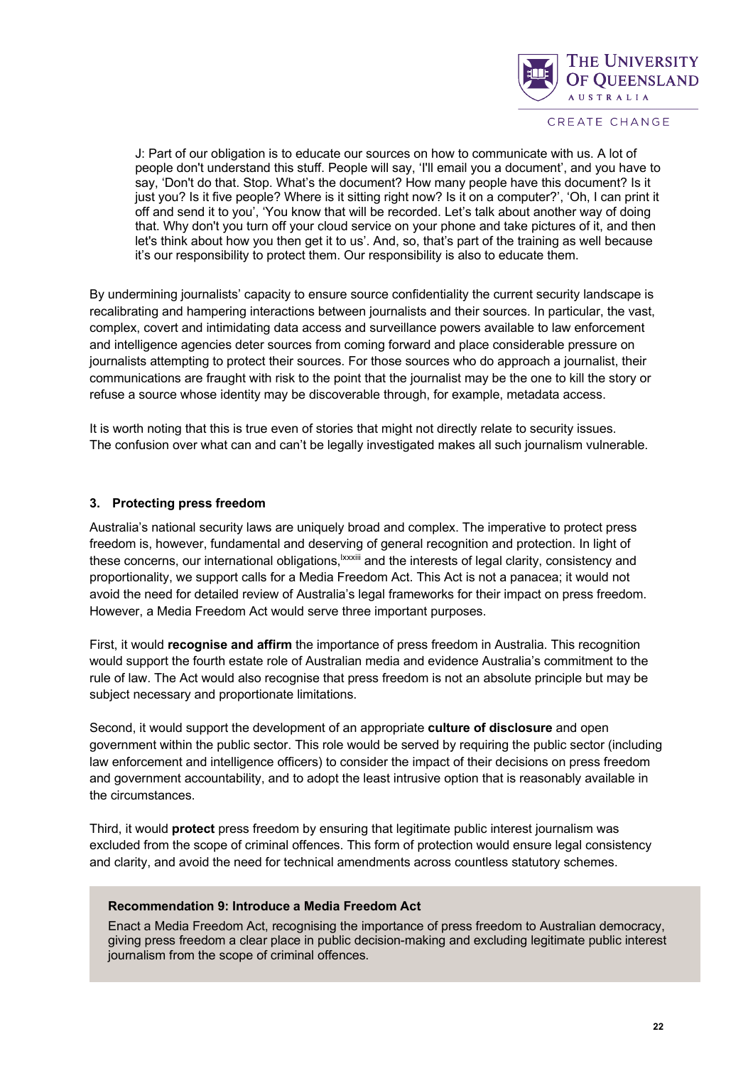J: Part of our obligation is to educate our sources on how to communicate with us. A lot of people don't understand this stuff. People will say, 'I'll email you a document', and you have to say, 'Don't do that. Stop. What's the document? How many people have this document? Is it just you? Is it five people? Where is it sitting right now? Is it on a computer?', 'Oh, I can print it off and send it to you', 'You know that will be recorded. Let's talk about another way of doing that. Why don't you turn off your cloud service on your phone and take pictures of it, and then let's think about how you then get it to us'. And, so, that's part of the training as well because it's our responsibility to protect them. Our responsibility is also to educate them.

By undermining journalists' capacity to ensure source confidentiality the current security landscape is recalibrating and hampering interactions between journalists and their sources. In particular, the vast, complex, covert and intimidating data access and surveillance powers available to law enforcement and intelligence agencies deter sources from coming forward and place considerable pressure on journalists attempting to protect their sources. For those sources who do approach a journalist, their communications are fraught with risk to the point that the journalist may be the one to kill the story or refuse a source whose identity may be discoverable through, for example, metadata access.

It is worth noting that this is true even of stories that might not directly relate to security issues. The confusion over what can and can't be legally investigated makes all such journalism vulnerable.

### 3. Protecting press freedom

Australia's national security laws are uniquely broad and complex. The imperative to protect press freedom is, however, fundamental and deserving of general recognition and protection. In light of these concerns, our international obligations,[lxxxiii] and the interests of legal clarity, consistency and proportionality, we support calls for a Media Freedom Act. This Act is not a panacea; it would not avoid the need for detailed review of Australia's legal frameworks for their impact on press freedom. However, a Media Freedom Act would serve three important purposes.

First, it would **recognise and affirm** the importance of press freedom in Australia. This recognition would support the fourth estate role of Australian media and evidence Australia's commitment to the rule of law. The Act would also recognise that press freedom is not an absolute principle but may be subject necessary and proportionate limitations.

Second, it would support the development of an appropriate **culture of disclosure** and open government within the public sector. This role would be served by requiring the public sector (including law enforcement and intelligence officers) to consider the impact of their decisions on press freedom and government accountability, and to adopt the least intrusive option that is reasonably available in the circumstances.

Third, it would **protect** press freedom by ensuring that legitimate public interest journalism was excluded from the scope of criminal offences. This form of protection would ensure legal consistency and clarity, and avoid the need for technical amendments across countless statutory schemes.

**Recommendation 9: Introduce a Media Freedom Act**

Enact a Media Freedom Act, recognising the importance of press freedom to Australian democracy, giving press freedom a clear place in public decision-making and excluding legitimate public interest journalism from the scope of criminal offences.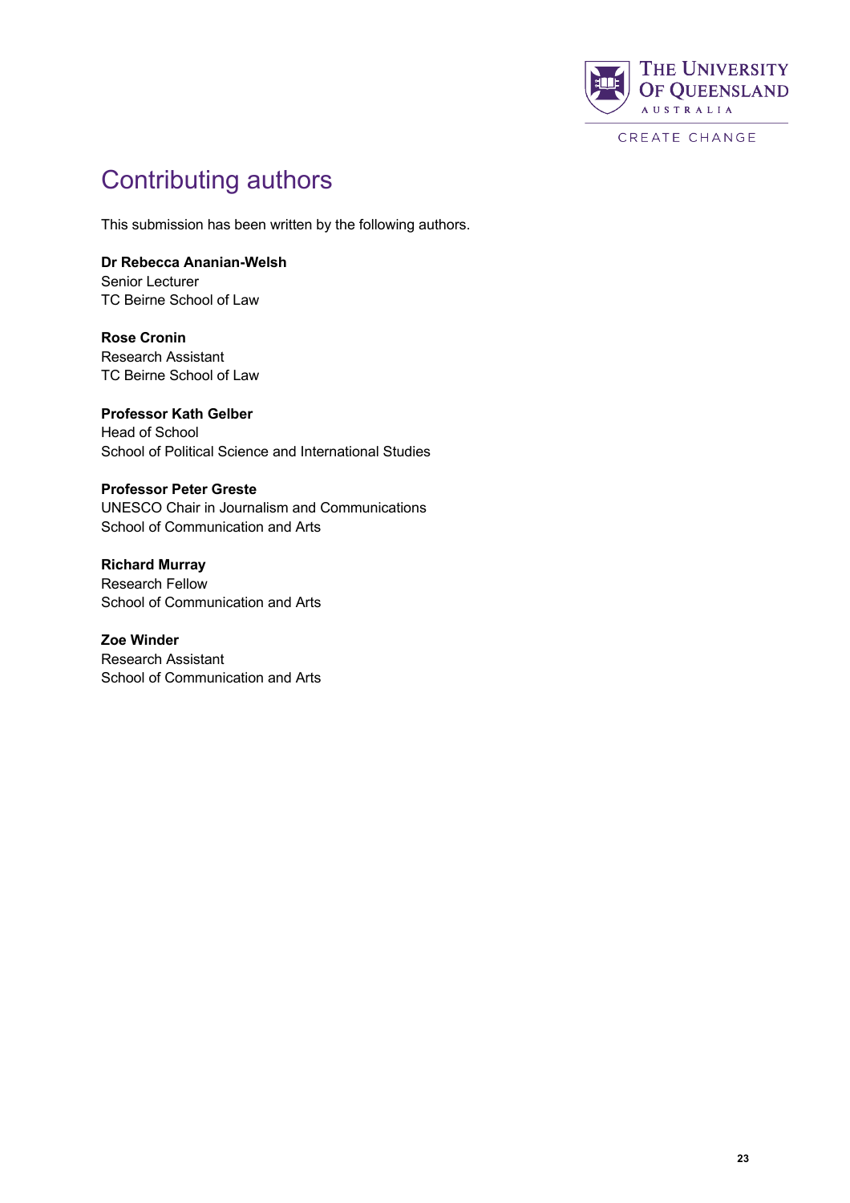# Contributing authors

This submission has been written by the following authors.

**Dr Rebecca Ananian-Welsh**
Senior Lecturer
TC Beirne School of Law

**Rose Cronin**
Research Assistant
TC Beirne School of Law

**Professor Kath Gelber**
Head of School
School of Political Science and International Studies

**Professor Peter Greste**
UNESCO Chair in Journalism and Communications
School of Communication and Arts

**Richard Murray**
Research Fellow
School of Communication and Arts

**Zoe Winder**
Research Assistant
School of Communication and Arts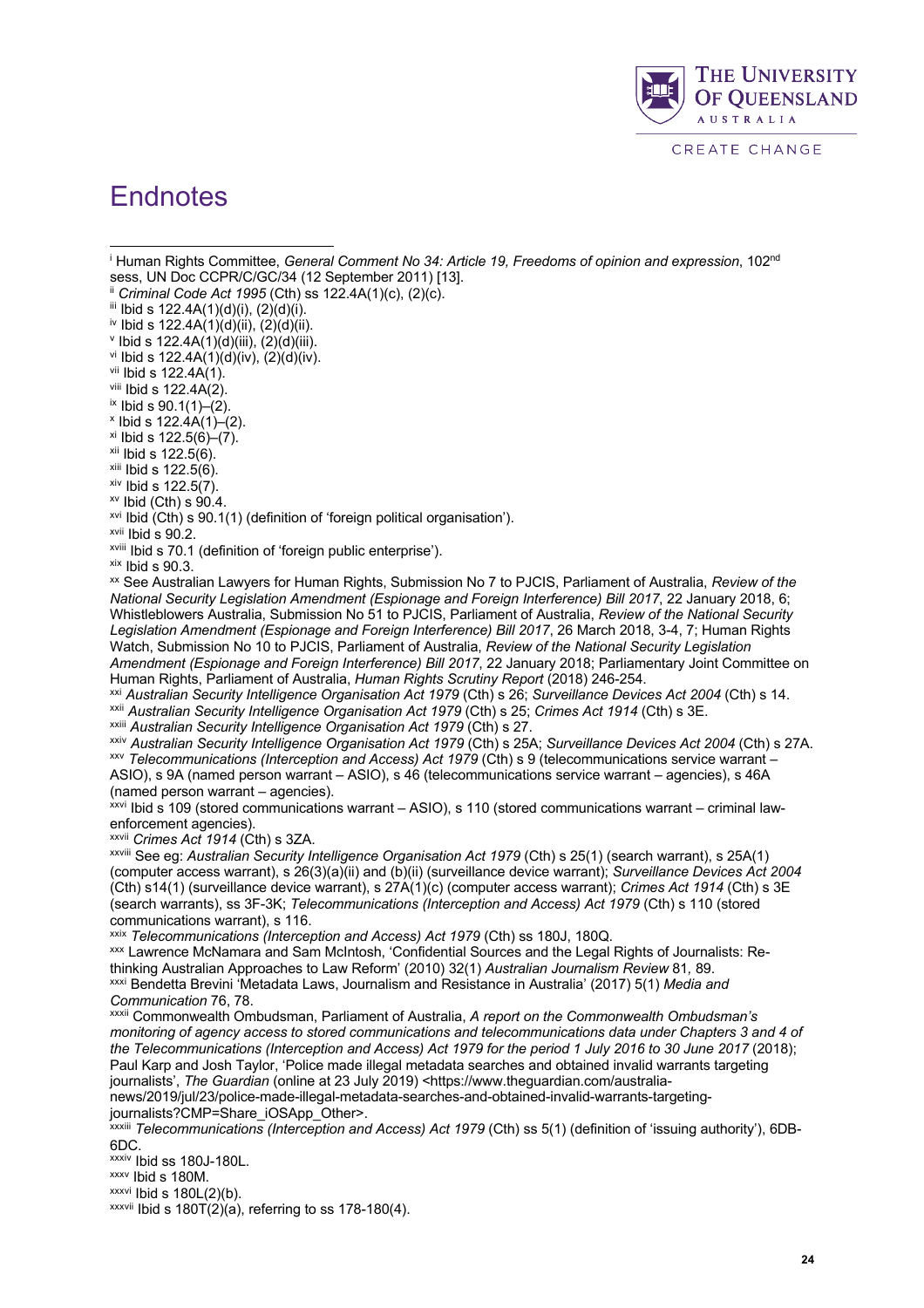# Endnotes

[i] Human Rights Committee, *General Comment No 34: Article 19, Freedoms of opinion and expression*, 102nd sess, UN Doc CCPR/C/GC/34 (12 September 2011) [13].

[ii] *Criminal Code Act 1995* (Cth) ss 122.4A(1)(c), (2)(c).

[iii] Ibid s 122.4A(1)(d)(i), (2)(d)(i).

[iv] Ibid s 122.4A(1)(d)(ii), (2)(d)(ii).

[v] Ibid s 122.4A(1)(d)(iii), (2)(d)(iii).

[vi] Ibid s 122.4A(1)(d)(iv), (2)(d)(iv).

[vii] Ibid s 122.4A(1).

[viii] Ibid s 122.4A(2).

[ix] Ibid s 90.1(1)–(2).

[x] Ibid s 122.4A(1)–(2).

[xi] Ibid s 122.5(6)–(7).

[xii] Ibid s 122.5(6).

[xiii] Ibid s 122.5(6).

[xiv] Ibid s 122.5(7).

[xv] Ibid (Cth) s 90.4.

[xvi] Ibid (Cth) s 90.1(1) (definition of 'foreign political organisation').

[xvii] Ibid s 90.2.

[xviii] Ibid s 70.1 (definition of 'foreign public enterprise').

[xix] Ibid s 90.3.

[xx] See Australian Lawyers for Human Rights, Submission No 7 to PJCIS, Parliament of Australia, *Review of the National Security Legislation Amendment (Espionage and Foreign Interference) Bill 2017*, 22 January 2018, 6; Whistleblowers Australia, Submission No 51 to PJCIS, Parliament of Australia, *Review of the National Security Legislation Amendment (Espionage and Foreign Interference) Bill 2017*, 26 March 2018, 3-4, 7; Human Rights Watch, Submission No 10 to PJCIS, Parliament of Australia, *Review of the National Security Legislation Amendment (Espionage and Foreign Interference) Bill 2017*, 22 January 2018; Parliamentary Joint Committee on Human Rights, Parliament of Australia, *Human Rights Scrutiny Report* (2018) 246-254.

[xxi] *Australian Security Intelligence Organisation Act 1979* (Cth) s 26; *Surveillance Devices Act 2004* (Cth) s 14.

[xxii] *Australian Security Intelligence Organisation Act 1979* (Cth) s 25; *Crimes Act 1914* (Cth) s 3E.

[xxiii] *Australian Security Intelligence Organisation Act 1979* (Cth) s 27.

[xxiv] *Australian Security Intelligence Organisation Act 1979* (Cth) s 25A; *Surveillance Devices Act 2004* (Cth) s 27A.

[xxv] *Telecommunications (Interception and Access) Act 1979* (Cth) s 9 (telecommunications service warrant – ASIO), s 9A (named person warrant – ASIO), s 46 (telecommunications service warrant – agencies), s 46A (named person warrant – agencies).

[xxvi] Ibid s 109 (stored communications warrant – ASIO), s 110 (stored communications warrant – criminal law-enforcement agencies).

[xxvii] *Crimes Act 1914* (Cth) s 3ZA.

[xxviii] See eg: *Australian Security Intelligence Organisation Act 1979* (Cth) s 25(1) (search warrant), s 25A(1) (computer access warrant), s 26(3)(a)(ii) and (b)(ii) (surveillance device warrant); *Surveillance Devices Act 2004* (Cth) s14(1) (surveillance device warrant), s 27A(1)(c) (computer access warrant); *Crimes Act 1914* (Cth) s 3E (search warrants), ss 3F-3K; *Telecommunications (Interception and Access) Act 1979* (Cth) s 110 (stored communications warrant), s 116.

[xxix] *Telecommunications (Interception and Access) Act 1979* (Cth) ss 180J, 180Q.

[xxx] Lawrence McNamara and Sam McIntosh, 'Confidential Sources and the Legal Rights of Journalists: Re-thinking Australian Approaches to Law Reform' (2010) 32(1) *Australian Journalism Review* 81, 89.

[xxxi] Bendetta Brevini 'Metadata Laws, Journalism and Resistance in Australia' (2017) 5(1) *Media and Communication* 76, 78.

[xxxii] Commonwealth Ombudsman, Parliament of Australia, *A report on the Commonwealth Ombudsman's monitoring of agency access to stored communications and telecommunications data under Chapters 3 and 4 of the Telecommunications (Interception and Access) Act 1979 for the period 1 July 2016 to 30 June 2017* (2018); Paul Karp and Josh Taylor, 'Police made illegal metadata searches and obtained invalid warrants targeting journalists', *The Guardian* (online at 23 July 2019) <https://www.theguardian.com/australia-news/2019/jul/23/police-made-illegal-metadata-searches-and-obtained-invalid-warrants-targeting-journalists?CMP=Share_iOSApp_Other>.

[xxxiii] *Telecommunications (Interception and Access) Act 1979* (Cth) ss 5(1) (definition of 'issuing authority'), 6DB-6DC.

[xxxiv] Ibid ss 180J-180L.

[xxxv] Ibid s 180M.

[xxxvi] Ibid s 180L(2)(b).

[xxxvii] Ibid s 180T(2)(a), referring to ss 178-180(4).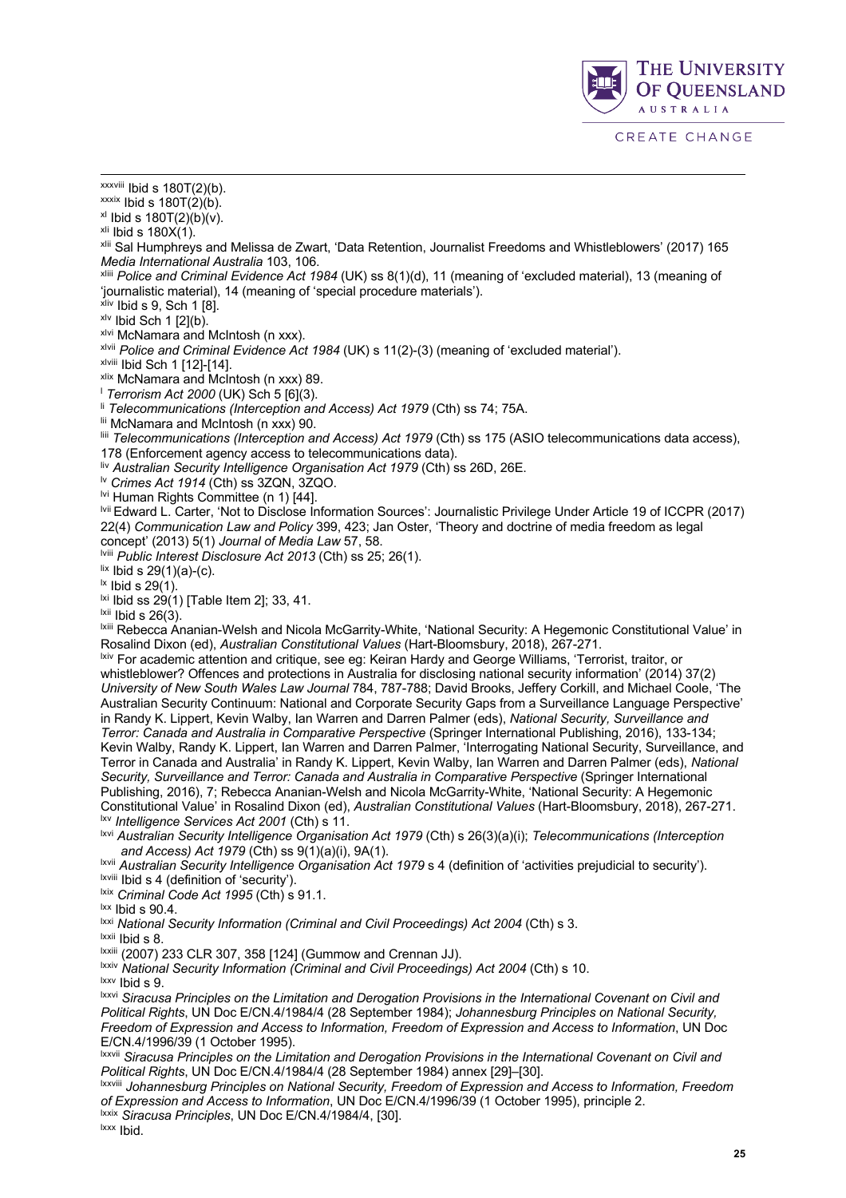[xxxviii] Ibid s 180T(2)(b).

[xxxix] Ibid s 180T(2)(b).

[xl] Ibid s 180T(2)(b)(v).

[xli] Ibid s 180X(1).

[xlii] Sal Humphreys and Melissa de Zwart, 'Data Retention, Journalist Freedoms and Whistleblowers' (2017) 165 *Media International Australia* 103, 106.

[xliii] *Police and Criminal Evidence Act 1984* (UK) ss 8(1)(d), 11 (meaning of 'excluded material), 13 (meaning of 'journalistic material), 14 (meaning of 'special procedure materials').

[xliv] Ibid s 9, Sch 1 [8].

[xlv] Ibid Sch 1 [2](b).

[xlvi] McNamara and McIntosh (n xxx).

[xlvii] *Police and Criminal Evidence Act 1984* (UK) s 11(2)-(3) (meaning of 'excluded material').

[xlviii] Ibid Sch 1 [12]-[14].

[xlix] McNamara and McIntosh (n xxx) 89.

[l] *Terrorism Act 2000* (UK) Sch 5 [6](3).

[li] *Telecommunications (Interception and Access) Act 1979* (Cth) ss 74; 75A.

[lii] McNamara and McIntosh (n xxx) 90.

[liii] *Telecommunications (Interception and Access) Act 1979* (Cth) ss 175 (ASIO telecommunications data access), 178 (Enforcement agency access to telecommunications data).

[liv] *Australian Security Intelligence Organisation Act 1979* (Cth) ss 26D, 26E.

[lv] *Crimes Act 1914* (Cth) ss 3ZQN, 3ZQO.

[lvi] Human Rights Committee (n 1) [44].

[lvii] Edward L. Carter, 'Not to Disclose Information Sources': Journalistic Privilege Under Article 19 of ICCPR (2017) 22(4) *Communication Law and Policy* 399, 423; Jan Oster, 'Theory and doctrine of media freedom as legal concept' (2013) 5(1) *Journal of Media Law* 57, 58.

[lviii] *Public Interest Disclosure Act 2013* (Cth) ss 25; 26(1).

[lix] Ibid s 29(1)(a)-(c).

[lx] Ibid s 29(1).

[lxi] Ibid ss 29(1) [Table Item 2]; 33, 41.

[lxii] Ibid s 26(3).

[lxiii] Rebecca Ananian-Welsh and Nicola McGarrity-White, 'National Security: A Hegemonic Constitutional Value' in Rosalind Dixon (ed), *Australian Constitutional Values* (Hart-Bloomsbury, 2018), 267-271.

[lxiv] For academic attention and critique, see eg: Keiran Hardy and George Williams, 'Terrorist, traitor, or whistleblower? Offences and protections in Australia for disclosing national security information' (2014) 37(2) *University of New South Wales Law Journal* 784, 787-788; David Brooks, Jeffery Corkill, and Michael Coole, 'The Australian Security Continuum: National and Corporate Security Gaps from a Surveillance Language Perspective' in Randy K. Lippert, Kevin Walby, Ian Warren and Darren Palmer (eds), *National Security, Surveillance and Terror: Canada and Australia in Comparative Perspective* (Springer International Publishing, 2016), 133-134; Kevin Walby, Randy K. Lippert, Ian Warren and Darren Palmer, 'Interrogating National Security, Surveillance, and Terror in Canada and Australia' in Randy K. Lippert, Kevin Walby, Ian Warren and Darren Palmer (eds), *National Security, Surveillance and Terror: Canada and Australia in Comparative Perspective* (Springer International Publishing, 2016), 7; Rebecca Ananian-Welsh and Nicola McGarrity-White, 'National Security: A Hegemonic Constitutional Value' in Rosalind Dixon (ed), *Australian Constitutional Values* (Hart-Bloomsbury, 2018), 267-271.

[lxv] *Intelligence Services Act 2001* (Cth) s 11.

[lxvi] *Australian Security Intelligence Organisation Act 1979* (Cth) s 26(3)(a)(i); *Telecommunications (Interception and Access) Act 1979* (Cth) ss 9(1)(a)(i), 9A(1).

[lxvii] *Australian Security Intelligence Organisation Act 1979* s 4 (definition of 'activities prejudicial to security').

[lxviii] Ibid s 4 (definition of 'security').

[lxix] *Criminal Code Act 1995* (Cth) s 91.1.

[lxx] Ibid s 90.4.

[lxxi] *National Security Information (Criminal and Civil Proceedings) Act 2004* (Cth) s 3.

[lxxii] Ibid s 8.

[lxxiii] (2007) 233 CLR 307, 358 [124] (Gummow and Crennan JJ).

[lxxiv] *National Security Information (Criminal and Civil Proceedings) Act 2004* (Cth) s 10.

[lxxv] Ibid s 9.

[lxxvi] *Siracusa Principles on the Limitation and Derogation Provisions in the International Covenant on Civil and Political Rights*, UN Doc E/CN.4/1984/4 (28 September 1984); *Johannesburg Principles on National Security, Freedom of Expression and Access to Information, Freedom of Expression and Access to Information*, UN Doc E/CN.4/1996/39 (1 October 1995).

[lxxvii] *Siracusa Principles on the Limitation and Derogation Provisions in the International Covenant on Civil and Political Rights*, UN Doc E/CN.4/1984/4 (28 September 1984) annex [29]–[30].

[lxxviii] *Johannesburg Principles on National Security, Freedom of Expression and Access to Information, Freedom of Expression and Access to Information*, UN Doc E/CN.4/1996/39 (1 October 1995), principle 2.

[lxxix] *Siracusa Principles*, UN Doc E/CN.4/1984/4, [30].

[lxxx] Ibid.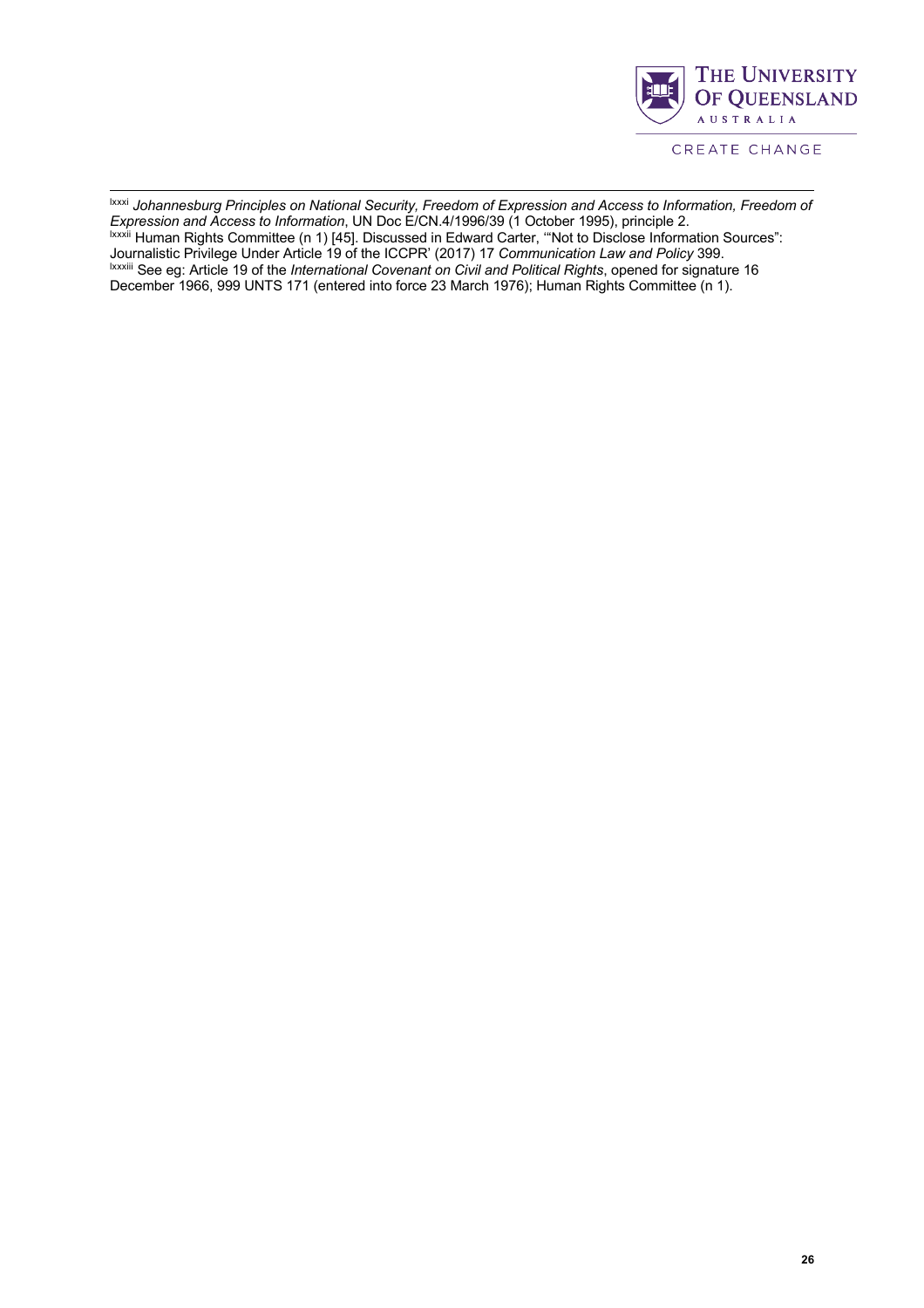[lxxxi] *Johannesburg Principles on National Security, Freedom of Expression and Access to Information, Freedom of Expression and Access to Information*, UN Doc E/CN.4/1996/39 (1 October 1995), principle 2.
[lxxxii] Human Rights Committee (n 1) [45]. Discussed in Edward Carter, '"Not to Disclose Information Sources": Journalistic Privilege Under Article 19 of the ICCPR' (2017) 17 *Communication Law and Policy* 399.
[lxxxiii] See eg: Article 19 of the *International Covenant on Civil and Political Rights*, opened for signature 16 December 1966, 999 UNTS 171 (entered into force 23 March 1976); Human Rights Committee (n 1).